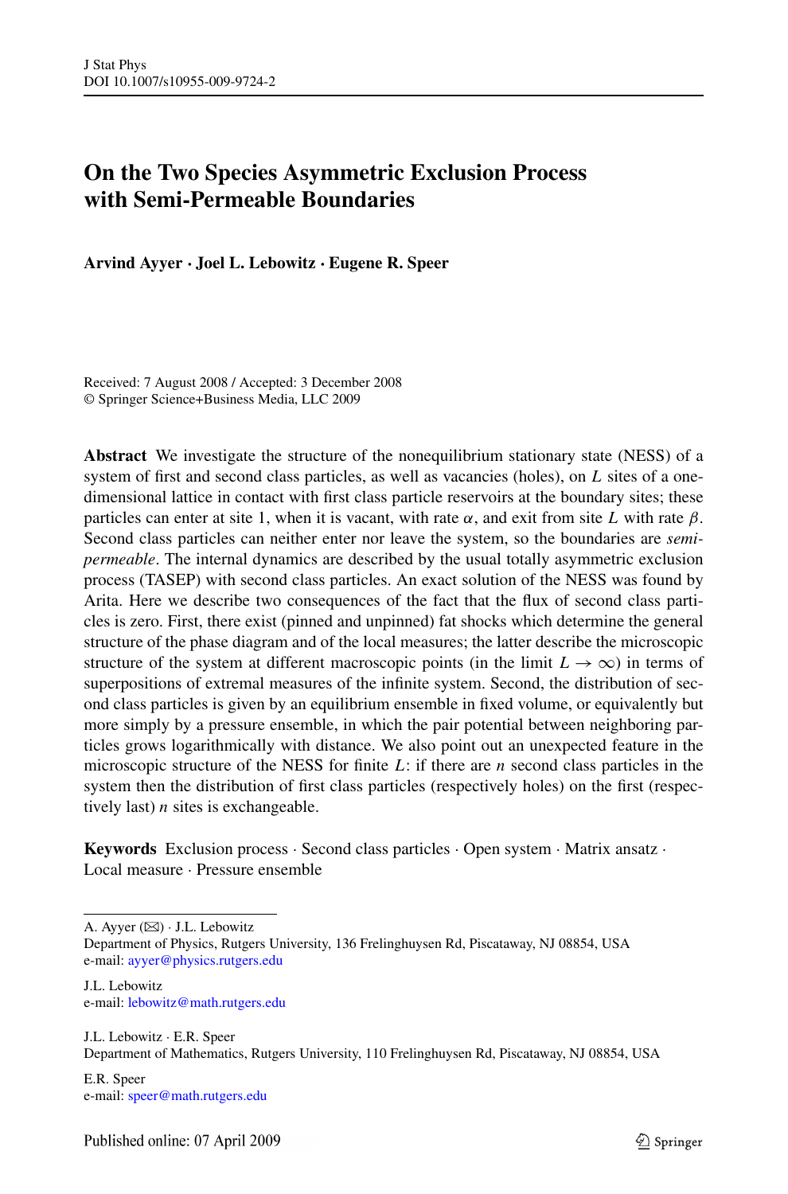# On the Two Species Asymmetric Exclusion Process with Semi-Permeable Boundaries

**Arvind Ayyer · Joel L. Lebowitz · Eugene R. Speer**

Received: 7 August 2008 / Accepted: 3 December 2008
© Springer Science+Business Media, LLC 2009

**Abstract** We investigate the structure of the nonequilibrium stationary state (NESS) of a system of first and second class particles, as well as vacancies (holes), on $L$ sites of a one-dimensional lattice in contact with first class particle reservoirs at the boundary sites; these particles can enter at site 1, when it is vacant, with rate $\alpha$, and exit from site $L$ with rate $\beta$. Second class particles can neither enter nor leave the system, so the boundaries are *semi-permeable*. The internal dynamics are described by the usual totally asymmetric exclusion process (TASEP) with second class particles. An exact solution of the NESS was found by Arita. Here we describe two consequences of the fact that the flux of second class particles is zero. First, there exist (pinned and unpinned) fat shocks which determine the general structure of the phase diagram and of the local measures; the latter describe the microscopic structure of the system at different macroscopic points (in the limit $L \to \infty$) in terms of superpositions of extremal measures of the infinite system. Second, the distribution of second class particles is given by an equilibrium ensemble in fixed volume, or equivalently but more simply by a pressure ensemble, in which the pair potential between neighboring particles grows logarithmically with distance. We also point out an unexpected feature in the microscopic structure of the NESS for finite $L$: if there are $n$ second class particles in the system then the distribution of first class particles (respectively holes) on the first (respectively last) $n$ sites is exchangeable.

**Keywords** Exclusion process · Second class particles · Open system · Matrix ansatz · Local measure · Pressure ensemble

---

A. Ayyer (✉) · J.L. Lebowitz
Department of Physics, Rutgers University, 136 Frelinghuysen Rd, Piscataway, NJ 08854, USA
e-mail: ayyer@physics.rutgers.edu

J.L. Lebowitz
e-mail: lebowitz@math.rutgers.edu

J.L. Lebowitz · E.R. Speer
Department of Mathematics, Rutgers University, 110 Frelinghuysen Rd, Piscataway, NJ 08854, USA

E.R. Speer
e-mail: speer@math.rutgers.edu

Published online: 07 April 2009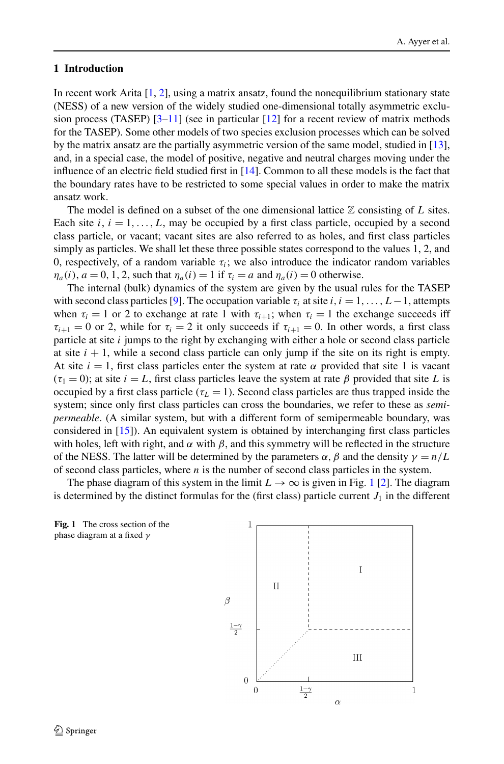## 1 Introduction

In recent work Arita [1, 2], using a matrix ansatz, found the nonequilibrium stationary state (NESS) of a new version of the widely studied one-dimensional totally asymmetric exclusion process (TASEP) [3–11] (see in particular [12] for a recent review of matrix methods for the TASEP). Some other models of two species exclusion processes which can be solved by the matrix ansatz are the partially asymmetric version of the same model, studied in [13], and, in a special case, the model of positive, negative and neutral charges moving under the influence of an electric field studied first in [14]. Common to all these models is the fact that the boundary rates have to be restricted to some special values in order to make the matrix ansatz work.

The model is defined on a subset of the one dimensional lattice $\mathbb{Z}$ consisting of $L$ sites. Each site $i$, $i = 1, \ldots, L$, may be occupied by a first class particle, occupied by a second class particle, or vacant; vacant sites are also referred to as holes, and first class particles simply as particles. We shall let these three possible states correspond to the values 1, 2, and 0, respectively, of a random variable $\tau_i$; we also introduce the indicator random variables $\eta_a(i)$, $a = 0, 1, 2$, such that $\eta_a(i) = 1$ if $\tau_i = a$ and $\eta_a(i) = 0$ otherwise.

The internal (bulk) dynamics of the system are given by the usual rules for the TASEP with second class particles [9]. The occupation variable $\tau_i$ at site $i$, $i = 1, \ldots, L-1$, attempts when $\tau_i = 1$ or 2 to exchange at rate 1 with $\tau_{i+1}$; when $\tau_i = 1$ the exchange succeeds iff $\tau_{i+1} = 0$ or 2, while for $\tau_i = 2$ it only succeeds if $\tau_{i+1} = 0$. In other words, a first class particle at site $i$ jumps to the right by exchanging with either a hole or second class particle at site $i+1$, while a second class particle can only jump if the site on its right is empty. At site $i = 1$, first class particles enter the system at rate $\alpha$ provided that site 1 is vacant ($\tau_1 = 0$); at site $i = L$, first class particles leave the system at rate $\beta$ provided that site $L$ is occupied by a first class particle ($\tau_L = 1$). Second class particles are thus trapped inside the system; since only first class particles can cross the boundaries, we refer to these as *semi-permeable*. (A similar system, but with a different form of semipermeable boundary, was considered in [15]). An equivalent system is obtained by interchanging first class particles with holes, left with right, and $\alpha$ with $\beta$, and this symmetry will be reflected in the structure of the NESS. The latter will be determined by the parameters $\alpha$, $\beta$ and the density $\gamma = n/L$ of second class particles, where $n$ is the number of second class particles in the system.

The phase diagram of this system in the limit $L \to \infty$ is given in Fig. 1 [2]. The diagram is determined by the distinct formulas for the (first class) particle current $J_1$ in the different

**Fig. 1** The cross section of the phase diagram at a fixed $\gamma$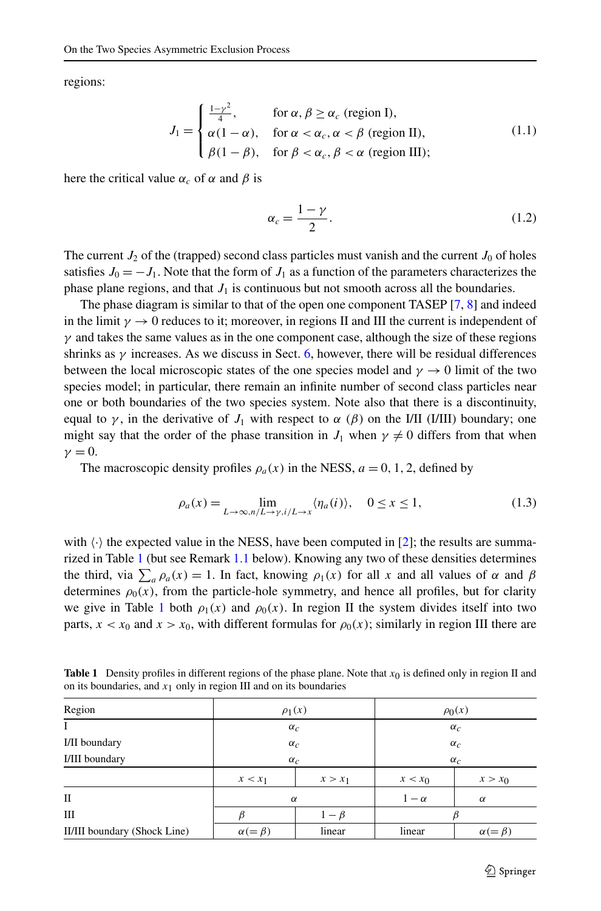regions:

$$J_1 = \begin{cases} \frac{1-\gamma^2}{4}, & \text{for } \alpha, \beta \geq \alpha_c \text{ (region I)}, \\ \alpha(1-\alpha), & \text{for } \alpha < \alpha_c, \alpha < \beta \text{ (region II)}, \\ \beta(1-\beta), & \text{for } \beta < \alpha_c, \beta < \alpha \text{ (region III)}; \end{cases} \tag{1.1}$$

here the critical value $\alpha_c$ of $\alpha$ and $\beta$ is

$$\alpha_c = \frac{1-\gamma}{2}. \tag{1.2}$$

The current $J_2$ of the (trapped) second class particles must vanish and the current $J_0$ of holes satisfies $J_0 = -J_1$. Note that the form of $J_1$ as a function of the parameters characterizes the phase plane regions, and that $J_1$ is continuous but not smooth across all the boundaries.

The phase diagram is similar to that of the open one component TASEP [7, 8] and indeed in the limit $\gamma \to 0$ reduces to it; moreover, in regions II and III the current is independent of $\gamma$ and takes the same values as in the one component case, although the size of these regions shrinks as $\gamma$ increases. As we discuss in Sect. 6, however, there will be residual differences between the local microscopic states of the one species model and $\gamma \to 0$ limit of the two species model; in particular, there remain an infinite number of second class particles near one or both boundaries of the two species system. Note also that there is a discontinuity, equal to $\gamma$, in the derivative of $J_1$ with respect to $\alpha$ ($\beta$) on the I/II (I/III) boundary; one might say that the order of the phase transition in $J_1$ when $\gamma \neq 0$ differs from that when $\gamma = 0$.

The macroscopic density profiles $\rho_a(x)$ in the NESS, $a = 0, 1, 2$, defined by

$$\rho_a(x) = \lim_{L\to\infty, n/L\to\gamma, i/L\to x} \langle \eta_a(i) \rangle, \quad 0 \leq x \leq 1, \tag{1.3}$$

with $\langle \cdot \rangle$ the expected value in the NESS, have been computed in [2]; the results are summarized in Table 1 (but see Remark 1.1 below). Knowing any two of these densities determines the third, via $\sum_a \rho_a(x) = 1$. In fact, knowing $\rho_1(x)$ for all $x$ and all values of $\alpha$ and $\beta$ determines $\rho_0(x)$, from the particle-hole symmetry, and hence all profiles, but for clarity we give in Table 1 both $\rho_1(x)$ and $\rho_0(x)$. In region II the system divides itself into two parts, $x < x_0$ and $x > x_0$, with different formulas for $\rho_0(x)$; similarly in region III there are

**Table 1** Density profiles in different regions of the phase plane. Note that $x_0$ is defined only in region II and on its boundaries, and $x_1$ only in region III and on its boundaries

| Region | $\rho_1(x)$ | | $\rho_0(x)$ | |
|---|---|---|---|---|
| I | $\alpha_c$ | | $\alpha_c$ | |
| I/II boundary | $\alpha_c$ | | $\alpha_c$ | |
| I/III boundary | $\alpha_c$ | | $\alpha_c$ | |
| | $x < x_1$ | $x > x_1$ | $x < x_0$ | $x > x_0$ |
| II | $\alpha$ | | $1-\alpha$ | $\alpha$ |
| III | $\beta$ | $1-\beta$ | $\beta$ | |
| II/III boundary (Shock Line) | $\alpha(=\beta)$ | linear | linear | $\alpha(=\beta)$ |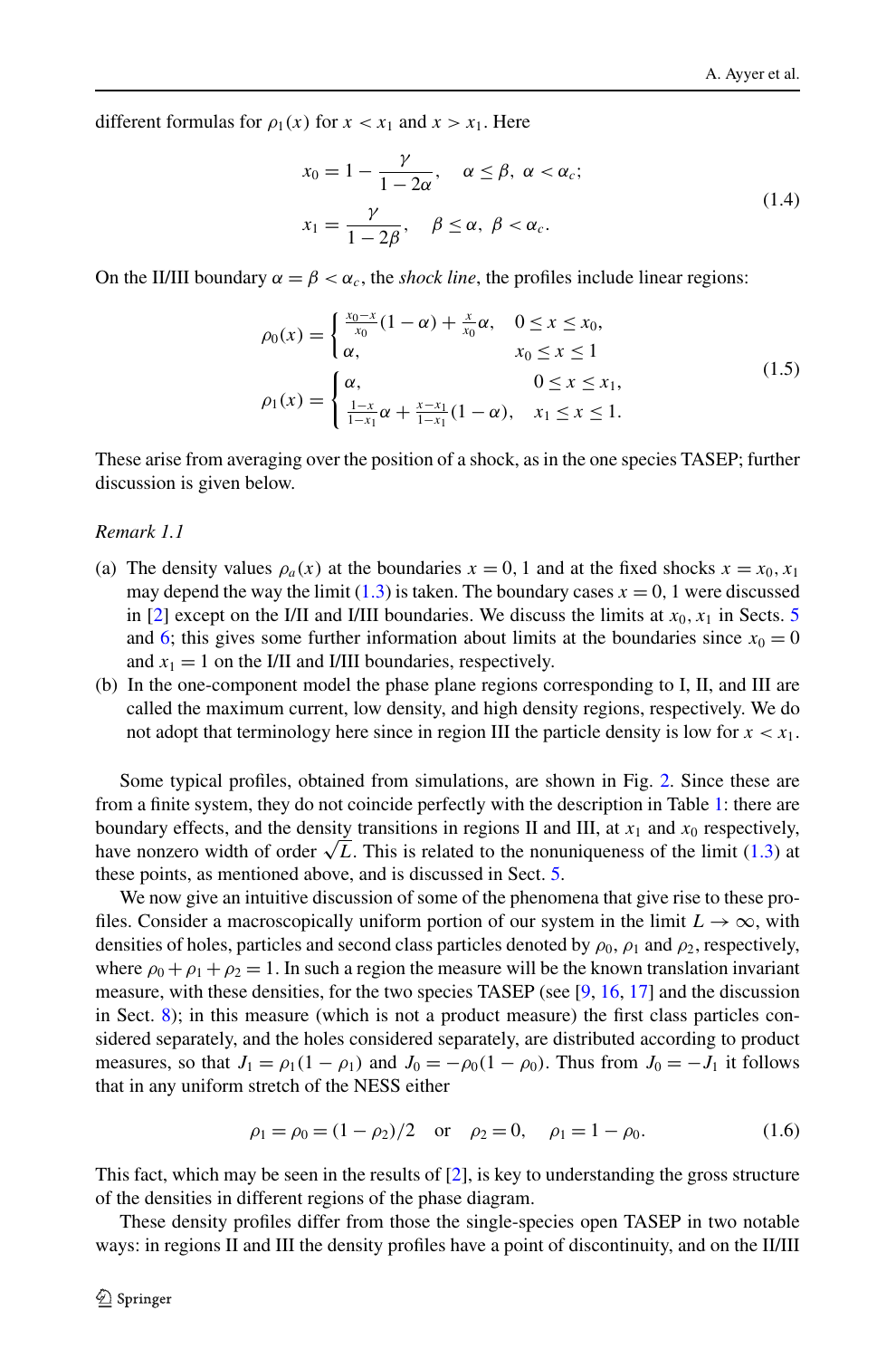different formulas for $\rho_1(x)$ for $x < x_1$ and $x > x_1$. Here

$$
\begin{aligned}
x_0 &= 1 - \frac{\gamma}{1-2\alpha}, \quad \alpha \le \beta,\ \alpha < \alpha_c; \\
x_1 &= \frac{\gamma}{1-2\beta}, \quad \beta \le \alpha,\ \beta < \alpha_c.
\end{aligned}
\tag{1.4}
$$

On the II/III boundary $\alpha = \beta < \alpha_c$, the *shock line*, the profiles include linear regions:

$$
\begin{aligned}
\rho_0(x) &= \begin{cases} \frac{x_0 - x}{x_0}(1-\alpha) + \frac{x}{x_0}\alpha, & 0 \le x \le x_0, \\ \alpha, & x_0 \le x \le 1 \end{cases} \\
\rho_1(x) &= \begin{cases} \alpha, & 0 \le x \le x_1, \\ \frac{1-x}{1-x_1}\alpha + \frac{x-x_1}{1-x_1}(1-\alpha), & x_1 \le x \le 1. \end{cases}
\end{aligned}
\tag{1.5}
$$

These arise from averaging over the position of a shock, as in the one species TASEP; further discussion is given below.

*Remark 1.1*

(a) The density values $\rho_a(x)$ at the boundaries $x = 0, 1$ and at the fixed shocks $x = x_0, x_1$ may depend the way the limit (1.3) is taken. The boundary cases $x = 0, 1$ were discussed in [2] except on the I/II and I/III boundaries. We discuss the limits at $x_0, x_1$ in Sects. 5 and 6; this gives some further information about limits at the boundaries since $x_0 = 0$ and $x_1 = 1$ on the I/II and I/III boundaries, respectively.

(b) In the one-component model the phase plane regions corresponding to I, II, and III are called the maximum current, low density, and high density regions, respectively. We do not adopt that terminology here since in region III the particle density is low for $x < x_1$.

Some typical profiles, obtained from simulations, are shown in Fig. 2. Since these are from a finite system, they do not coincide perfectly with the description in Table 1: there are boundary effects, and the density transitions in regions II and III, at $x_1$ and $x_0$ respectively, have nonzero width of order $\sqrt{L}$. This is related to the nonuniqueness of the limit (1.3) at these points, as mentioned above, and is discussed in Sect. 5.

We now give an intuitive discussion of some of the phenomena that give rise to these profiles. Consider a macroscopically uniform portion of our system in the limit $L \to \infty$, with densities of holes, particles and second class particles denoted by $\rho_0$, $\rho_1$ and $\rho_2$, respectively, where $\rho_0 + \rho_1 + \rho_2 = 1$. In such a region the measure will be the known translation invariant measure, with these densities, for the two species TASEP (see [9, 16, 17] and the discussion in Sect. 8); in this measure (which is not a product measure) the first class particles considered separately, and the holes considered separately, are distributed according to product measures, so that $J_1 = \rho_1(1-\rho_1)$ and $J_0 = -\rho_0(1-\rho_0)$. Thus from $J_0 = -J_1$ it follows that in any uniform stretch of the NESS either

$$
\rho_1 = \rho_0 = (1-\rho_2)/2 \quad \text{or} \quad \rho_2 = 0, \quad \rho_1 = 1 - \rho_0. \tag{1.6}
$$

This fact, which may be seen in the results of [2], is key to understanding the gross structure of the densities in different regions of the phase diagram.

These density profiles differ from those the single-species open TASEP in two notable ways: in regions II and III the density profiles have a point of discontinuity, and on the II/III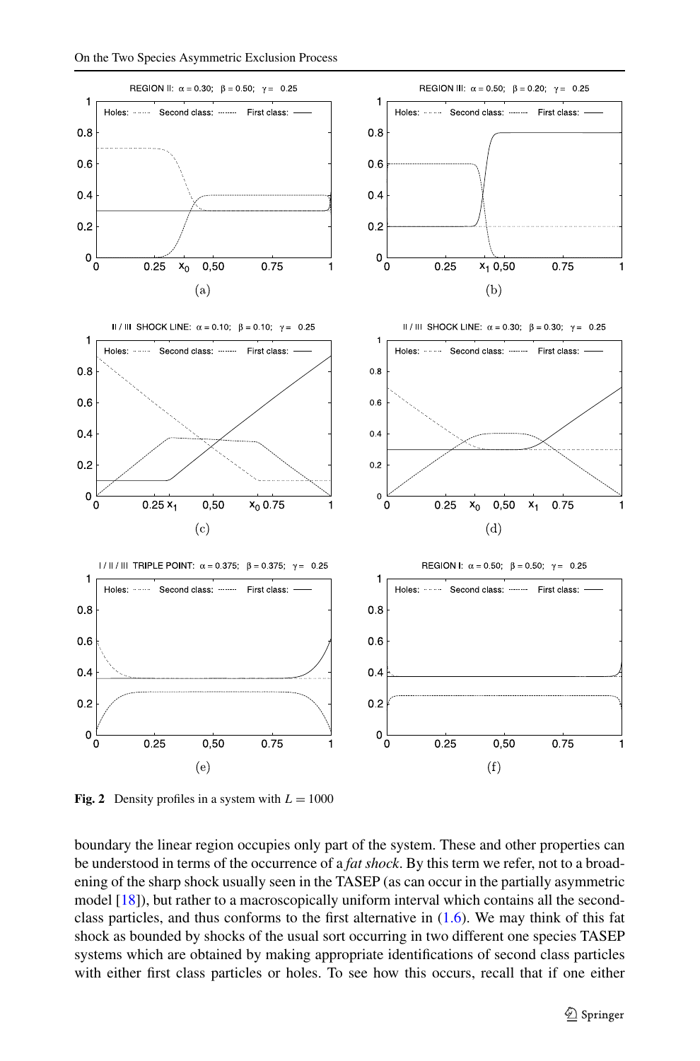**Fig. 2** Density profiles in a system with $L = 1000$

boundary the linear region occupies only part of the system. These and other properties can be understood in terms of the occurrence of a *fat shock*. By this term we refer, not to a broadening of the sharp shock usually seen in the TASEP (as can occur in the partially asymmetric model [18]), but rather to a macroscopically uniform interval which contains all the second-class particles, and thus conforms to the first alternative in (1.6). We may think of this fat shock as bounded by shocks of the usual sort occurring in two different one species TASEP systems which are obtained by making appropriate identifications of second class particles with either first class particles or holes. To see how this occurs, recall that if one either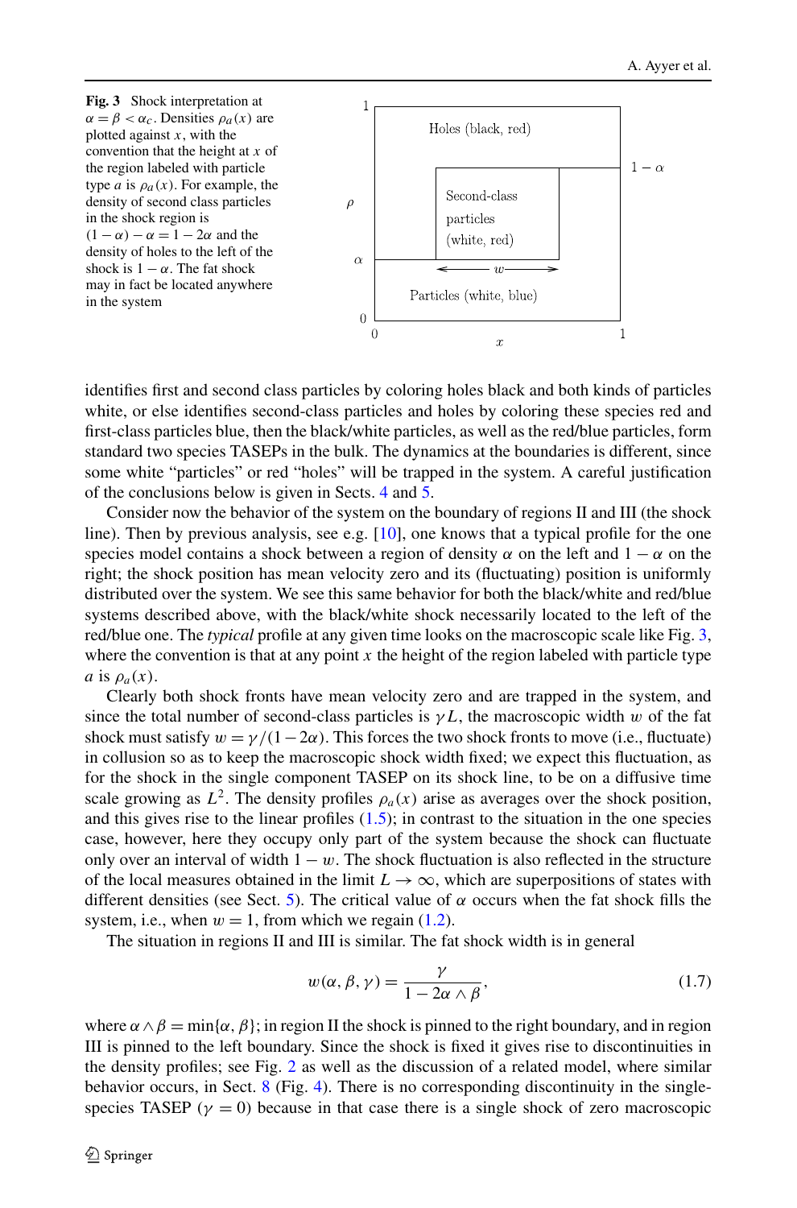**Fig. 3** Shock interpretation at $\alpha = \beta < \alpha_c$. Densities $\rho_a(x)$ are plotted against $x$, with the convention that the height at $x$ of the region labeled with particle type $a$ is $\rho_a(x)$. For example, the density of second class particles in the shock region is $(1-\alpha) - \alpha = 1 - 2\alpha$ and the density of holes to the left of the shock is $1 - \alpha$. The fat shock may in fact be located anywhere in the system

identifies first and second class particles by coloring holes black and both kinds of particles white, or else identifies second-class particles and holes by coloring these species red and first-class particles blue, then the black/white particles, as well as the red/blue particles, form standard two species TASEPs in the bulk. The dynamics at the boundaries is different, since some white "particles" or red "holes" will be trapped in the system. A careful justification of the conclusions below is given in Sects. 4 and 5.

Consider now the behavior of the system on the boundary of regions II and III (the shock line). Then by previous analysis, see e.g. [10], one knows that a typical profile for the one species model contains a shock between a region of density $\alpha$ on the left and $1-\alpha$ on the right; the shock position has mean velocity zero and its (fluctuating) position is uniformly distributed over the system. We see this same behavior for both the black/white and red/blue systems described above, with the black/white shock necessarily located to the left of the red/blue one. The *typical* profile at any given time looks on the macroscopic scale like Fig. 3, where the convention is that at any point $x$ the height of the region labeled with particle type $a$ is $\rho_a(x)$.

Clearly both shock fronts have mean velocity zero and are trapped in the system, and since the total number of second-class particles is $\gamma L$, the macroscopic width $w$ of the fat shock must satisfy $w = \gamma/(1-2\alpha)$. This forces the two shock fronts to move (i.e., fluctuate) in collusion so as to keep the macroscopic shock width fixed; we expect this fluctuation, as for the shock in the single component TASEP on its shock line, to be on a diffusive time scale growing as $L^2$. The density profiles $\rho_a(x)$ arise as averages over the shock position, and this gives rise to the linear profiles (1.5); in contrast to the situation in the one species case, however, here they occupy only part of the system because the shock can fluctuate only over an interval of width $1-w$. The shock fluctuation is also reflected in the structure of the local measures obtained in the limit $L \to \infty$, which are superpositions of states with different densities (see Sect. 5). The critical value of $\alpha$ occurs when the fat shock fills the system, i.e., when $w = 1$, from which we regain (1.2).

The situation in regions II and III is similar. The fat shock width is in general

$$w(\alpha, \beta, \gamma) = \frac{\gamma}{1 - 2\alpha \wedge \beta}, \tag{1.7}$$

where $\alpha \wedge \beta = \min\{\alpha, \beta\}$; in region II the shock is pinned to the right boundary, and in region III is pinned to the left boundary. Since the shock is fixed it gives rise to discontinuities in the density profiles; see Fig. 2 as well as the discussion of a related model, where similar behavior occurs, in Sect. 8 (Fig. 4). There is no corresponding discontinuity in the single-species TASEP ($\gamma = 0$) because in that case there is a single shock of zero macroscopic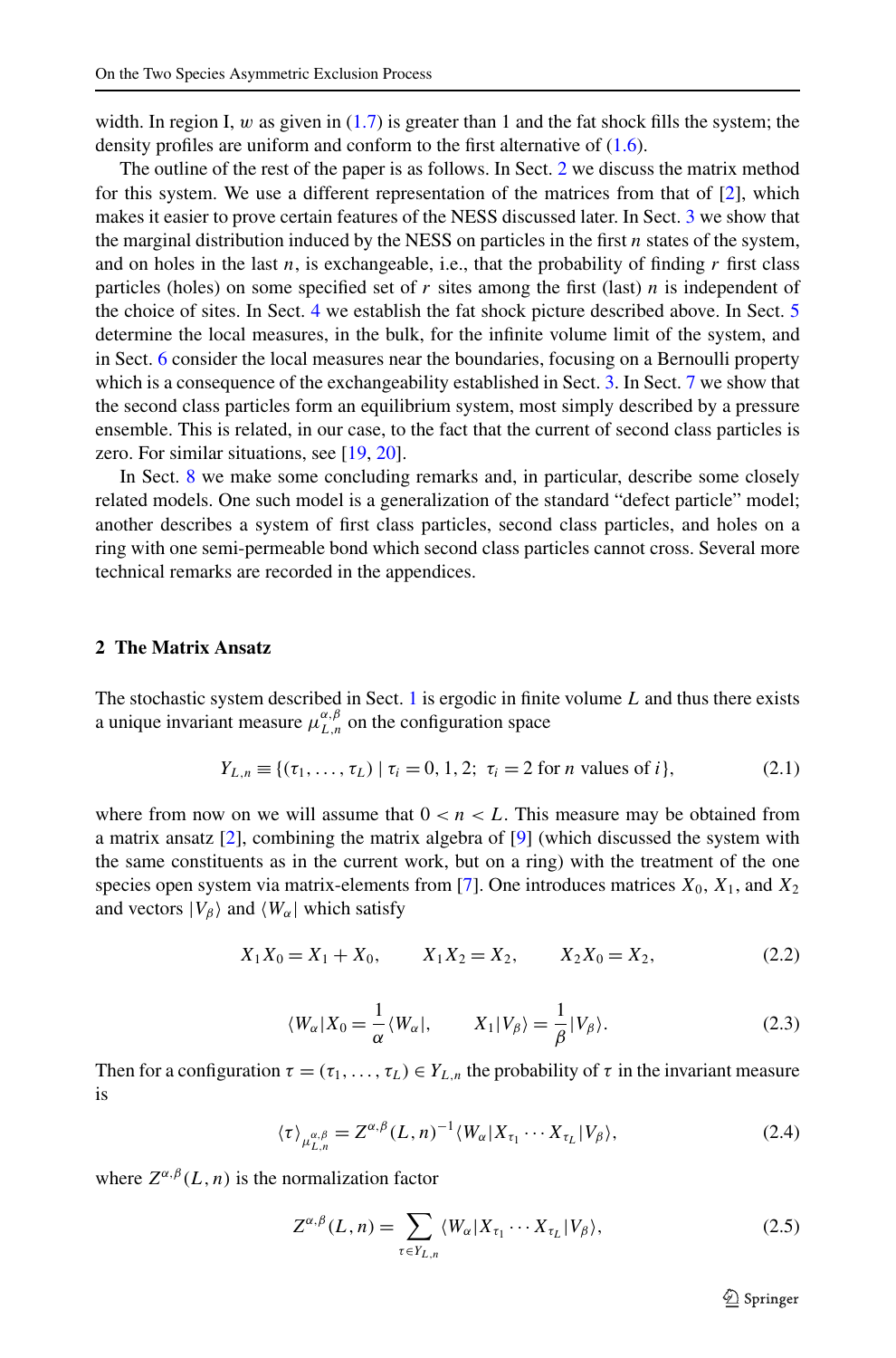width. In region I, $w$ as given in (1.7) is greater than 1 and the fat shock fills the system; the density profiles are uniform and conform to the first alternative of (1.6).

The outline of the rest of the paper is as follows. In Sect. 2 we discuss the matrix method for this system. We use a different representation of the matrices from that of [2], which makes it easier to prove certain features of the NESS discussed later. In Sect. 3 we show that the marginal distribution induced by the NESS on particles in the first $n$ states of the system, and on holes in the last $n$, is exchangeable, i.e., that the probability of finding $r$ first class particles (holes) on some specified set of $r$ sites among the first (last) $n$ is independent of the choice of sites. In Sect. 4 we establish the fat shock picture described above. In Sect. 5 determine the local measures, in the bulk, for the infinite volume limit of the system, and in Sect. 6 consider the local measures near the boundaries, focusing on a Bernoulli property which is a consequence of the exchangeability established in Sect. 3. In Sect. 7 we show that the second class particles form an equilibrium system, most simply described by a pressure ensemble. This is related, in our case, to the fact that the current of second class particles is zero. For similar situations, see [19, 20].

In Sect. 8 we make some concluding remarks and, in particular, describe some closely related models. One such model is a generalization of the standard "defect particle" model; another describes a system of first class particles, second class particles, and holes on a ring with one semi-permeable bond which second class particles cannot cross. Several more technical remarks are recorded in the appendices.

## 2 The Matrix Ansatz

The stochastic system described in Sect. 1 is ergodic in finite volume $L$ and thus there exists a unique invariant measure $\mu_{L,n}^{\alpha,\beta}$ on the configuration space

$$Y_{L,n} \equiv \{(\tau_1, \dots, \tau_L) \mid \tau_i = 0, 1, 2;\ \tau_i = 2 \text{ for } n \text{ values of } i\}, \tag{2.1}$$

where from now on we will assume that $0 < n < L$. This measure may be obtained from a matrix ansatz [2], combining the matrix algebra of [9] (which discussed the system with the same constituents as in the current work, but on a ring) with the treatment of the one species open system via matrix-elements from [7]. One introduces matrices $X_0$, $X_1$, and $X_2$ and vectors $|V_\beta\rangle$ and $\langle W_\alpha|$ which satisfy

$$X_1 X_0 = X_1 + X_0, \qquad X_1 X_2 = X_2, \qquad X_2 X_0 = X_2, \tag{2.2}$$

$$\langle W_\alpha | X_0 = \frac{1}{\alpha} \langle W_\alpha |, \qquad X_1 | V_\beta \rangle = \frac{1}{\beta} | V_\beta \rangle. \tag{2.3}$$

Then for a configuration $\tau = (\tau_1, \dots, \tau_L) \in Y_{L,n}$ the probability of $\tau$ in the invariant measure is

$$\langle \tau \rangle_{\mu_{L,n}^{\alpha,\beta}} = Z^{\alpha,\beta}(L,n)^{-1} \langle W_\alpha | X_{\tau_1} \cdots X_{\tau_L} | V_\beta \rangle, \tag{2.4}$$

where $Z^{\alpha,\beta}(L,n)$ is the normalization factor

$$Z^{\alpha,\beta}(L,n) = \sum_{\tau \in Y_{L,n}} \langle W_\alpha | X_{\tau_1} \cdots X_{\tau_L} | V_\beta \rangle, \tag{2.5}$$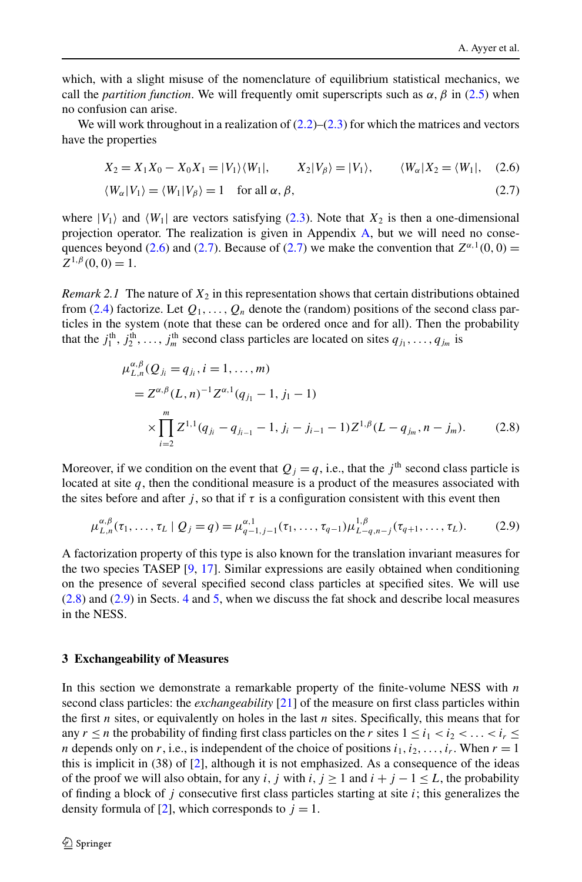which, with a slight misuse of the nomenclature of equilibrium statistical mechanics, we call the *partition function*. We will frequently omit superscripts such as $\alpha, \beta$ in (2.5) when no confusion can arise.

We will work throughout in a realization of (2.2)–(2.3) for which the matrices and vectors have the properties

$$X_2 = X_1 X_0 - X_0 X_1 = |V_1\rangle\langle W_1|, \qquad X_2|V_\beta\rangle = |V_1\rangle, \qquad \langle W_\alpha|X_2 = \langle W_1|, \tag{2.6}$$

$$\langle W_\alpha|V_1\rangle = \langle W_1|V_\beta\rangle = 1 \quad \text{for all } \alpha, \beta, \tag{2.7}$$

where $|V_1\rangle$ and $\langle W_1|$ are vectors satisfying (2.3). Note that $X_2$ is then a one-dimensional projection operator. The realization is given in Appendix A, but we will need no consequences beyond (2.6) and (2.7). Because of (2.7) we make the convention that $Z^{\alpha,1}(0,0) = Z^{1,\beta}(0,0) = 1$.

*Remark 2.1* The nature of $X_2$ in this representation shows that certain distributions obtained from (2.4) factorize. Let $Q_1, \dots, Q_n$ denote the (random) positions of the second class particles in the system (note that these can be ordered once and for all). Then the probability that the $j_1^{\text{th}}, j_2^{\text{th}}, \dots, j_m^{\text{th}}$ second class particles are located on sites $q_{j_1}, \dots, q_{j_m}$ is

$$\begin{aligned}
&\mu_{L,n}^{\alpha,\beta}(Q_{j_i} = q_{j_i}, i = 1, \dots, m) \\
&\quad = Z^{\alpha,\beta}(L,n)^{-1} Z^{\alpha,1}(q_{j_1} - 1, j_1 - 1) \\
&\qquad \times \prod_{i=2}^{m} Z^{1,1}(q_{j_i} - q_{j_{i-1}} - 1, j_i - j_{i-1} - 1) Z^{1,\beta}(L - q_{j_m}, n - j_m).
\end{aligned} \tag{2.8}$$

Moreover, if we condition on the event that $Q_j = q$, i.e., that the $j^{\text{th}}$ second class particle is located at site $q$, then the conditional measure is a product of the measures associated with the sites before and after $j$, so that if $\tau$ is a configuration consistent with this event then

$$\mu_{L,n}^{\alpha,\beta}(\tau_1, \dots, \tau_L \mid Q_j = q) = \mu_{q-1,j-1}^{\alpha,1}(\tau_1, \dots, \tau_{q-1}) \mu_{L-q,n-j}^{1,\beta}(\tau_{q+1}, \dots, \tau_L). \tag{2.9}$$

A factorization property of this type is also known for the translation invariant measures for the two species TASEP [9, 17]. Similar expressions are easily obtained when conditioning on the presence of several specified second class particles at specified sites. We will use (2.8) and (2.9) in Sects. 4 and 5, when we discuss the fat shock and describe local measures in the NESS.

## 3 Exchangeability of Measures

In this section we demonstrate a remarkable property of the finite-volume NESS with $n$ second class particles: the *exchangeability* [21] of the measure on first class particles within the first $n$ sites, or equivalently on holes in the last $n$ sites. Specifically, this means that for any $r \le n$ the probability of finding first class particles on the $r$ sites $1 \le i_1 < i_2 < \dots < i_r \le n$ depends only on $r$, i.e., is independent of the choice of positions $i_1, i_2, \dots, i_r$. When $r = 1$ this is implicit in (38) of [2], although it is not emphasized. As a consequence of the ideas of the proof we will also obtain, for any $i, j$ with $i, j \ge 1$ and $i + j - 1 \le L$, the probability of finding a block of $j$ consecutive first class particles starting at site $i$; this generalizes the density formula of [2], which corresponds to $j = 1$.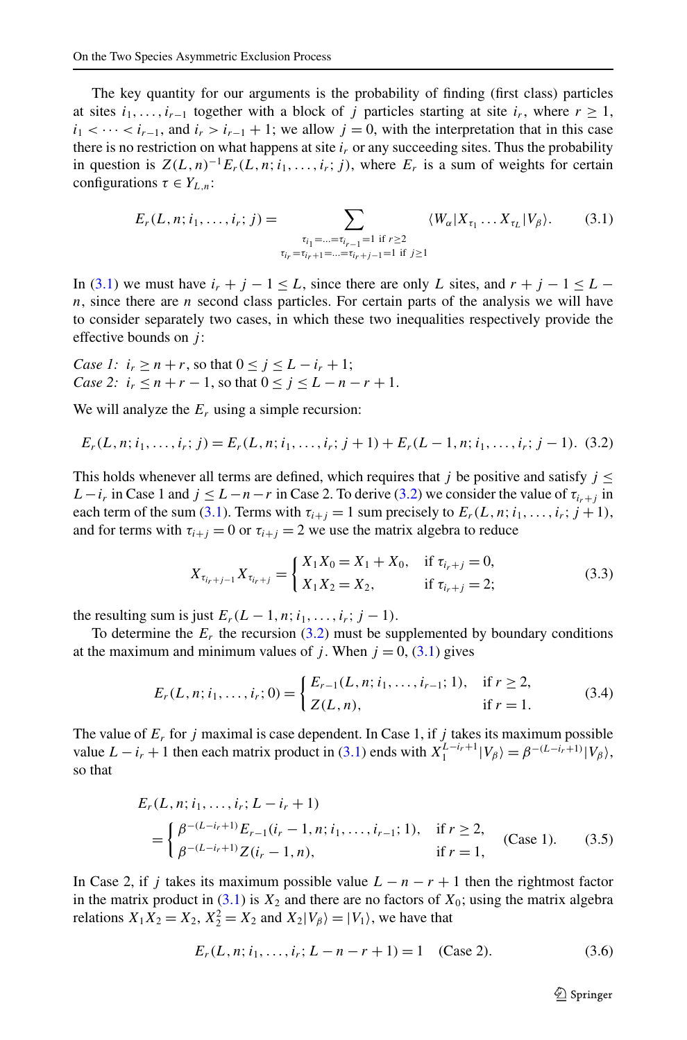The key quantity for our arguments is the probability of finding (first class) particles at sites $i_1, \dots, i_{r-1}$ together with a block of $j$ particles starting at site $i_r$, where $r \geq 1$, $i_1 < \cdots < i_{r-1}$, and $i_r > i_{r-1} + 1$; we allow $j = 0$, with the interpretation that in this case there is no restriction on what happens at site $i_r$ or any succeeding sites. Thus the probability in question is $Z(L,n)^{-1} E_r(L, n; i_1, \dots, i_r; j)$, where $E_r$ is a sum of weights for certain configurations $\tau \in Y_{L,n}$:

$$E_r(L, n; i_1, \dots, i_r; j) = \sum_{\substack{\tau_{i_1} = \dots = \tau_{i_{r-1}} = 1 \text{ if } r \geq 2 \\ \tau_{i_r} = \tau_{i_r+1} = \dots = \tau_{i_r+j-1} = 1 \text{ if } j \geq 1}} \langle W_\alpha | X_{\tau_1} \dots X_{\tau_L} | V_\beta \rangle. \tag{3.1}$$

In (3.1) we must have $i_r + j - 1 \leq L$, since there are only $L$ sites, and $r + j - 1 \leq L - n$, since there are $n$ second class particles. For certain parts of the analysis we will have to consider separately two cases, in which these two inequalities respectively provide the effective bounds on $j$:

*Case 1:* $i_r \geq n + r$, so that $0 \leq j \leq L - i_r + 1$;
*Case 2:* $i_r \leq n + r - 1$, so that $0 \leq j \leq L - n - r + 1$.

We will analyze the $E_r$ using a simple recursion:

$$E_r(L, n; i_1, \dots, i_r; j) = E_r(L, n; i_1, \dots, i_r; j+1) + E_r(L-1, n; i_1, \dots, i_r; j-1). \tag{3.2}$$

This holds whenever all terms are defined, which requires that $j$ be positive and satisfy $j \leq L - i_r$ in Case 1 and $j \leq L - n - r$ in Case 2. To derive (3.2) we consider the value of $\tau_{i_r+j}$ in each term of the sum (3.1). Terms with $\tau_{i+j} = 1$ sum precisely to $E_r(L, n; i_1, \dots, i_r; j+1)$, and for terms with $\tau_{i+j} = 0$ or $\tau_{i+j} = 2$ we use the matrix algebra to reduce

$$X_{\tau_{i_r+j-1}} X_{\tau_{i_r+j}} = \begin{cases} X_1 X_0 = X_1 + X_0, & \text{if } \tau_{i_r+j} = 0, \\ X_1 X_2 = X_2, & \text{if } \tau_{i_r+j} = 2; \end{cases} \tag{3.3}$$

the resulting sum is just $E_r(L-1, n; i_1, \dots, i_r; j-1)$.

To determine the $E_r$ the recursion (3.2) must be supplemented by boundary conditions at the maximum and minimum values of $j$. When $j = 0$, (3.1) gives

$$E_r(L, n; i_1, \dots, i_r; 0) = \begin{cases} E_{r-1}(L, n; i_1, \dots, i_{r-1}; 1), & \text{if } r \geq 2, \\ Z(L, n), & \text{if } r = 1. \end{cases} \tag{3.4}$$

The value of $E_r$ for $j$ maximal is case dependent. In Case 1, if $j$ takes its maximum possible value $L - i_r + 1$ then each matrix product in (3.1) ends with $X_1^{L-i_r+1} | V_\beta \rangle = \beta^{-(L-i_r+1)} | V_\beta \rangle$, so that

$$\begin{aligned} &E_r(L, n; i_1, \dots, i_r; L - i_r + 1) \\ &\quad = \begin{cases} \beta^{-(L-i_r+1)} E_{r-1}(i_r - 1, n; i_1, \dots, i_{r-1}; 1), & \text{if } r \geq 2, \\ \beta^{-(L-i_r+1)} Z(i_r - 1, n), & \text{if } r = 1, \end{cases} \quad \text{(Case 1)}. \end{aligned} \tag{3.5}$$

In Case 2, if $j$ takes its maximum possible value $L - n - r + 1$ then the rightmost factor in the matrix product in (3.1) is $X_2$ and there are no factors of $X_0$; using the matrix algebra relations $X_1 X_2 = X_2$, $X_2^2 = X_2$ and $X_2 | V_\beta \rangle = | V_1 \rangle$, we have that

$$E_r(L, n; i_1, \dots, i_r; L - n - r + 1) = 1 \quad \text{(Case 2)}. \tag{3.6}$$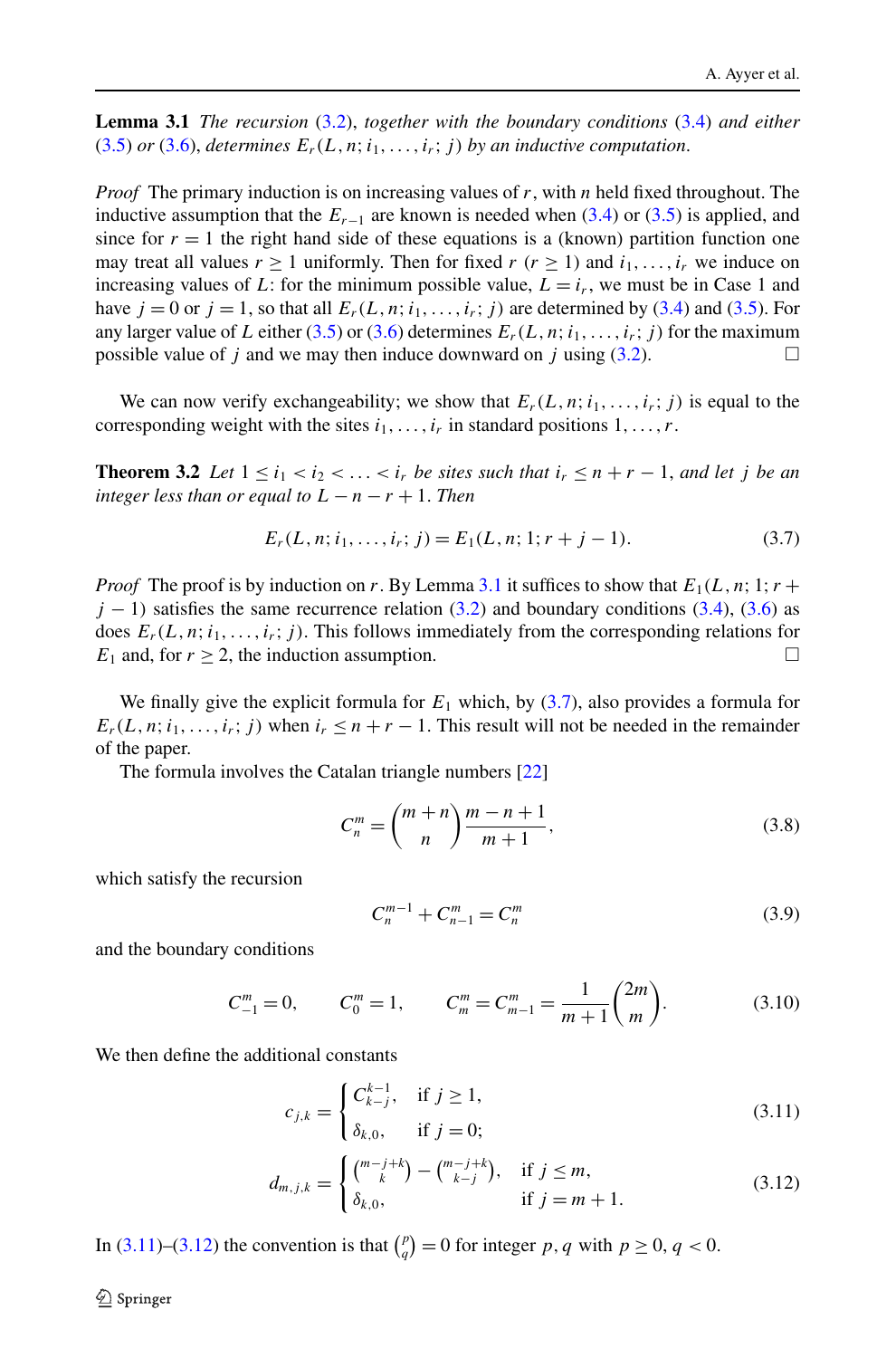**Lemma 3.1** *The recursion* (3.2), *together with the boundary conditions* (3.4) *and either* (3.5) *or* (3.6), *determines* $E_r(L,n;i_1,\dots,i_r;j)$ *by an inductive computation.*

*Proof* The primary induction is on increasing values of $r$, with $n$ held fixed throughout. The inductive assumption that the $E_{r-1}$ are known is needed when (3.4) or (3.5) is applied, and since for $r=1$ the right hand side of these equations is a (known) partition function one may treat all values $r \geq 1$ uniformly. Then for fixed $r$ ($r \geq 1$) and $i_1,\dots,i_r$ we induce on increasing values of $L$: for the minimum possible value, $L = i_r$, we must be in Case 1 and have $j=0$ or $j=1$, so that all $E_r(L,n;i_1,\dots,i_r;j)$ are determined by (3.4) and (3.5). For any larger value of $L$ either (3.5) or (3.6) determines $E_r(L,n;i_1,\dots,i_r;j)$ for the maximum possible value of $j$ and we may then induce downward on $j$ using (3.2). □

We can now verify exchangeability; we show that $E_r(L,n;i_1,\dots,i_r;j)$ is equal to the corresponding weight with the sites $i_1,\dots,i_r$ in standard positions $1,\dots,r$.

**Theorem 3.2** *Let* $1 \leq i_1 < i_2 < \ldots < i_r$ *be sites such that* $i_r \leq n+r-1$, *and let* $j$ *be an integer less than or equal to* $L-n-r+1$. *Then*

$$E_r(L,n;i_1,\dots,i_r;j) = E_1(L,n;1;r+j-1). \tag{3.7}$$

*Proof* The proof is by induction on $r$. By Lemma 3.1 it suffices to show that $E_1(L,n;1;r+j-1)$ satisfies the same recurrence relation (3.2) and boundary conditions (3.4), (3.6) as does $E_r(L,n;i_1,\dots,i_r;j)$. This follows immediately from the corresponding relations for $E_1$ and, for $r \geq 2$, the induction assumption. □

We finally give the explicit formula for $E_1$ which, by (3.7), also provides a formula for $E_r(L,n;i_1,\dots,i_r;j)$ when $i_r \leq n+r-1$. This result will not be needed in the remainder of the paper.

The formula involves the Catalan triangle numbers [22]

$$C_n^m = \binom{m+n}{n}\frac{m-n+1}{m+1}, \tag{3.8}$$

which satisfy the recursion

$$C_n^{m-1} + C_{n-1}^m = C_n^m \tag{3.9}$$

and the boundary conditions

$$C_{-1}^m = 0, \qquad C_0^m = 1, \qquad C_m^m = C_{m-1}^m = \frac{1}{m+1}\binom{2m}{m}. \tag{3.10}$$

We then define the additional constants

$$c_{j,k} = \begin{cases} C_{k-j}^{k-1}, & \text{if } j \geq 1, \\ \delta_{k,0}, & \text{if } j = 0; \end{cases} \tag{3.11}$$

$$d_{m,j,k} = \begin{cases} \binom{m-j+k}{k} - \binom{m-j+k}{k-j}, & \text{if } j \leq m, \\ \delta_{k,0}, & \text{if } j = m+1. \end{cases} \tag{3.12}$$

In (3.11)–(3.12) the convention is that $\binom{p}{q} = 0$ for integer $p, q$ with $p \geq 0$, $q < 0$.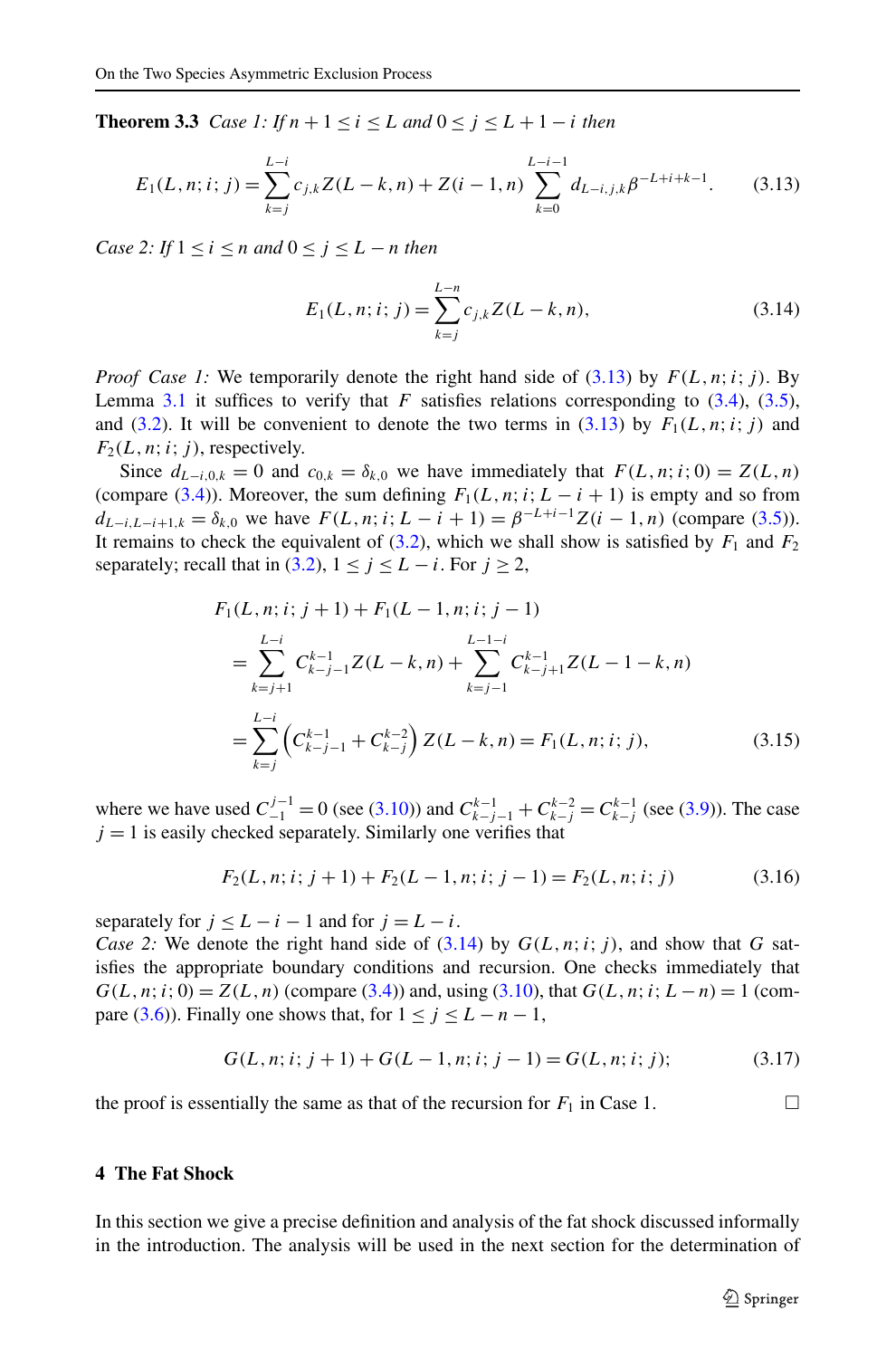**Theorem 3.3** *Case 1: If $n+1 \le i \le L$ and $0 \le j \le L+1-i$ then*

$$E_1(L,n;i;j) = \sum_{k=j}^{L-i} c_{j,k} Z(L-k,n) + Z(i-1,n) \sum_{k=0}^{L-i-1} d_{L-i,j,k} \beta^{-L+i+k-1}. \tag{3.13}$$

*Case 2: If $1 \le i \le n$ and $0 \le j \le L-n$ then*

$$E_1(L,n;i;j) = \sum_{k=j}^{L-n} c_{j,k} Z(L-k,n), \tag{3.14}$$

*Proof Case 1:* We temporarily denote the right hand side of (3.13) by $F(L,n;i;j)$. By Lemma 3.1 it suffices to verify that $F$ satisfies relations corresponding to (3.4), (3.5), and (3.2). It will be convenient to denote the two terms in (3.13) by $F_1(L,n;i;j)$ and $F_2(L,n;i;j)$, respectively.

Since $d_{L-i,0,k} = 0$ and $c_{0,k} = \delta_{k,0}$ we have immediately that $F(L,n;i;0) = Z(L,n)$ (compare (3.4)). Moreover, the sum defining $F_1(L,n;i;L-i+1)$ is empty and so from $d_{L-i,L-i+1,k} = \delta_{k,0}$ we have $F(L,n;i;L-i+1) = \beta^{-L+i-1} Z(i-1,n)$ (compare (3.5)). It remains to check the equivalent of (3.2), which we shall show is satisfied by $F_1$ and $F_2$ separately; recall that in (3.2), $1 \le j \le L-i$. For $j \ge 2$,

$$\begin{aligned}
F_1&(L,n;i;j+1) + F_1(L-1,n;i;j-1) \\
&= \sum_{k=j+1}^{L-i} C_{k-j-1}^{k-1} Z(L-k,n) + \sum_{k=j-1}^{L-1-i} C_{k-j+1}^{k-1} Z(L-1-k,n) \\
&= \sum_{k=j}^{L-i} \left( C_{k-j-1}^{k-1} + C_{k-j}^{k-2} \right) Z(L-k,n) = F_1(L,n;i;j),
\end{aligned} \tag{3.15}$$

where we have used $C_{-1}^{j-1} = 0$ (see (3.10)) and $C_{k-j-1}^{k-1} + C_{k-j}^{k-2} = C_{k-j}^{k-1}$ (see (3.9)). The case $j = 1$ is easily checked separately. Similarly one verifies that

$$F_2(L,n;i;j+1) + F_2(L-1,n;i;j-1) = F_2(L,n;i;j) \tag{3.16}$$

separately for $j \le L-i-1$ and for $j = L-i$.
*Case 2:* We denote the right hand side of (3.14) by $G(L,n;i;j)$, and show that $G$ satisfies the appropriate boundary conditions and recursion. One checks immediately that $G(L,n;i;0) = Z(L,n)$ (compare (3.4)) and, using (3.10), that $G(L,n;i;L-n) = 1$ (compare (3.6)). Finally one shows that, for $1 \le j \le L-n-1$,

$$G(L,n;i;j+1) + G(L-1,n;i;j-1) = G(L,n;i;j); \tag{3.17}$$

the proof is essentially the same as that of the recursion for $F_1$ in Case 1. □

## 4 The Fat Shock

In this section we give a precise definition and analysis of the fat shock discussed informally in the introduction. The analysis will be used in the next section for the determination of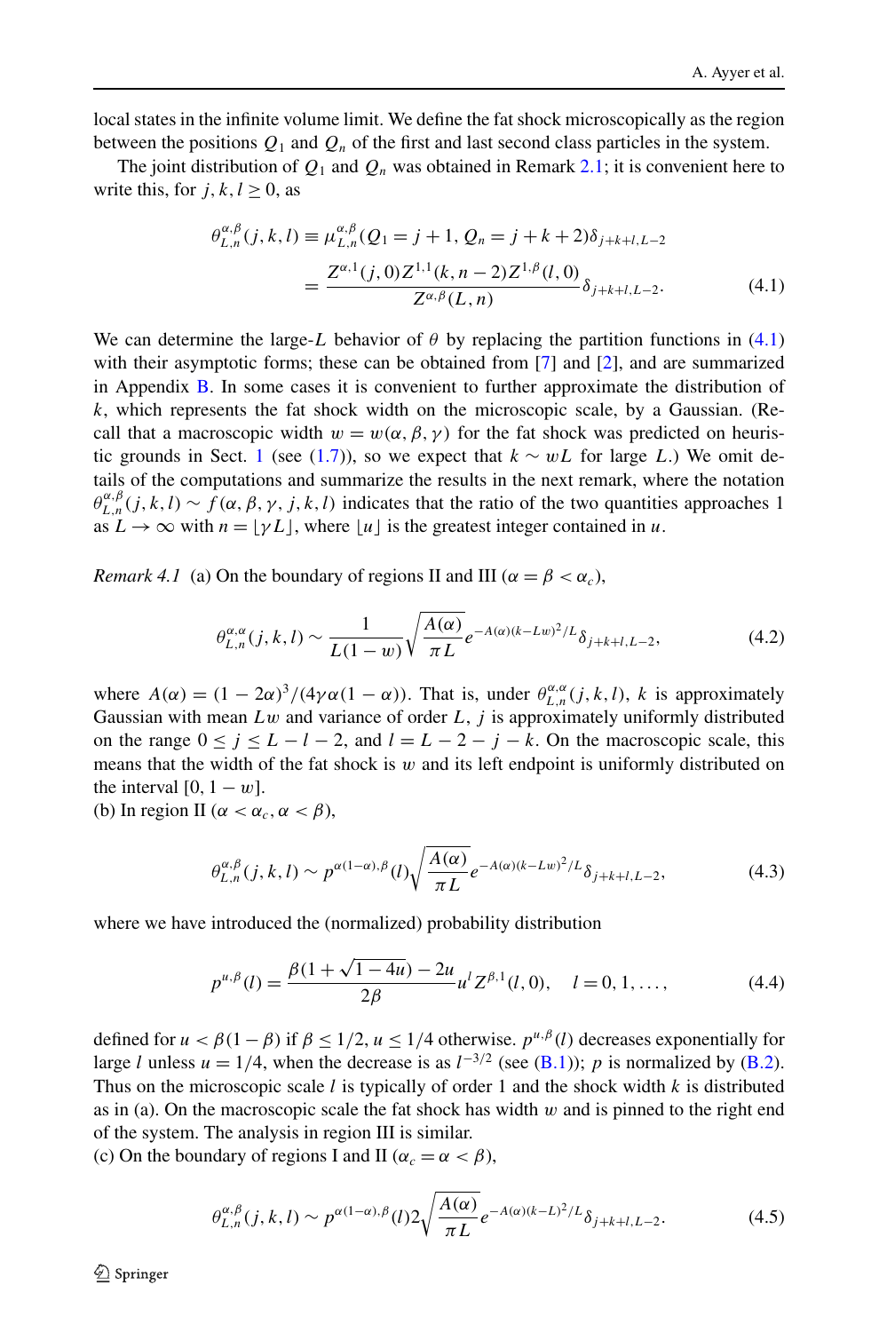local states in the infinite volume limit. We define the fat shock microscopically as the region between the positions $Q_1$ and $Q_n$ of the first and last second class particles in the system.

The joint distribution of $Q_1$ and $Q_n$ was obtained in Remark 2.1; it is convenient here to write this, for $j, k, l \geq 0$, as

$$
\begin{aligned}
\theta_{L,n}^{\alpha,\beta}(j,k,l) &\equiv \mu_{L,n}^{\alpha,\beta}(Q_1 = j+1,\, Q_n = j+k+2)\delta_{j+k+l,L-2} \\
&= \frac{Z^{\alpha,1}(j,0)Z^{1,1}(k,n-2)Z^{1,\beta}(l,0)}{Z^{\alpha,\beta}(L,n)}\delta_{j+k+l,L-2}.
\end{aligned}
\tag{4.1}
$$

We can determine the large-$L$ behavior of $\theta$ by replacing the partition functions in (4.1) with their asymptotic forms; these can be obtained from [7] and [2], and are summarized in Appendix B. In some cases it is convenient to further approximate the distribution of $k$, which represents the fat shock width on the microscopic scale, by a Gaussian. (Recall that a macroscopic width $w = w(\alpha, \beta, \gamma)$ for the fat shock was predicted on heuristic grounds in Sect. 1 (see (1.7)), so we expect that $k \sim wL$ for large $L$.) We omit details of the computations and summarize the results in the next remark, where the notation $\theta_{L,n}^{\alpha,\beta}(j,k,l) \sim f(\alpha,\beta,\gamma,j,k,l)$ indicates that the ratio of the two quantities approaches 1 as $L \to \infty$ with $n = \lfloor \gamma L \rfloor$, where $\lfloor u \rfloor$ is the greatest integer contained in $u$.

*Remark 4.1* (a) On the boundary of regions II and III ($\alpha = \beta < \alpha_c$),

$$
\theta_{L,n}^{\alpha,\alpha}(j,k,l) \sim \frac{1}{L(1-w)}\sqrt{\frac{A(\alpha)}{\pi L}}e^{-A(\alpha)(k-Lw)^2/L}\delta_{j+k+l,L-2},
\tag{4.2}
$$

where $A(\alpha) = (1-2\alpha)^3/(4\gamma\alpha(1-\alpha))$. That is, under $\theta_{L,n}^{\alpha,\alpha}(j,k,l)$, $k$ is approximately Gaussian with mean $Lw$ and variance of order $L$, $j$ is approximately uniformly distributed on the range $0 \leq j \leq L-l-2$, and $l = L-2-j-k$. On the macroscopic scale, this means that the width of the fat shock is $w$ and its left endpoint is uniformly distributed on the interval $[0, 1-w]$.

(b) In region II ($\alpha < \alpha_c, \alpha < \beta$),

$$
\theta_{L,n}^{\alpha,\beta}(j,k,l) \sim p^{\alpha(1-\alpha),\beta}(l)\sqrt{\frac{A(\alpha)}{\pi L}}e^{-A(\alpha)(k-Lw)^2/L}\delta_{j+k+l,L-2},
\tag{4.3}
$$

where we have introduced the (normalized) probability distribution

$$
p^{u,\beta}(l) = \frac{\beta(1+\sqrt{1-4u})-2u}{2\beta}u^l Z^{\beta,1}(l,0), \quad l = 0, 1, \ldots,
\tag{4.4}
$$

defined for $u < \beta(1-\beta)$ if $\beta \leq 1/2$, $u \leq 1/4$ otherwise. $p^{u,\beta}(l)$ decreases exponentially for large $l$ unless $u = 1/4$, when the decrease is as $l^{-3/2}$ (see (B.1)); $p$ is normalized by (B.2). Thus on the microscopic scale $l$ is typically of order 1 and the shock width $k$ is distributed as in (a). On the macroscopic scale the fat shock has width $w$ and is pinned to the right end of the system. The analysis in region III is similar.

(c) On the boundary of regions I and II ($\alpha_c = \alpha < \beta$),

$$
\theta_{L,n}^{\alpha,\beta}(j,k,l) \sim p^{\alpha(1-\alpha),\beta}(l)2\sqrt{\frac{A(\alpha)}{\pi L}}e^{-A(\alpha)(k-L)^2/L}\delta_{j+k+l,L-2}.
\tag{4.5}
$$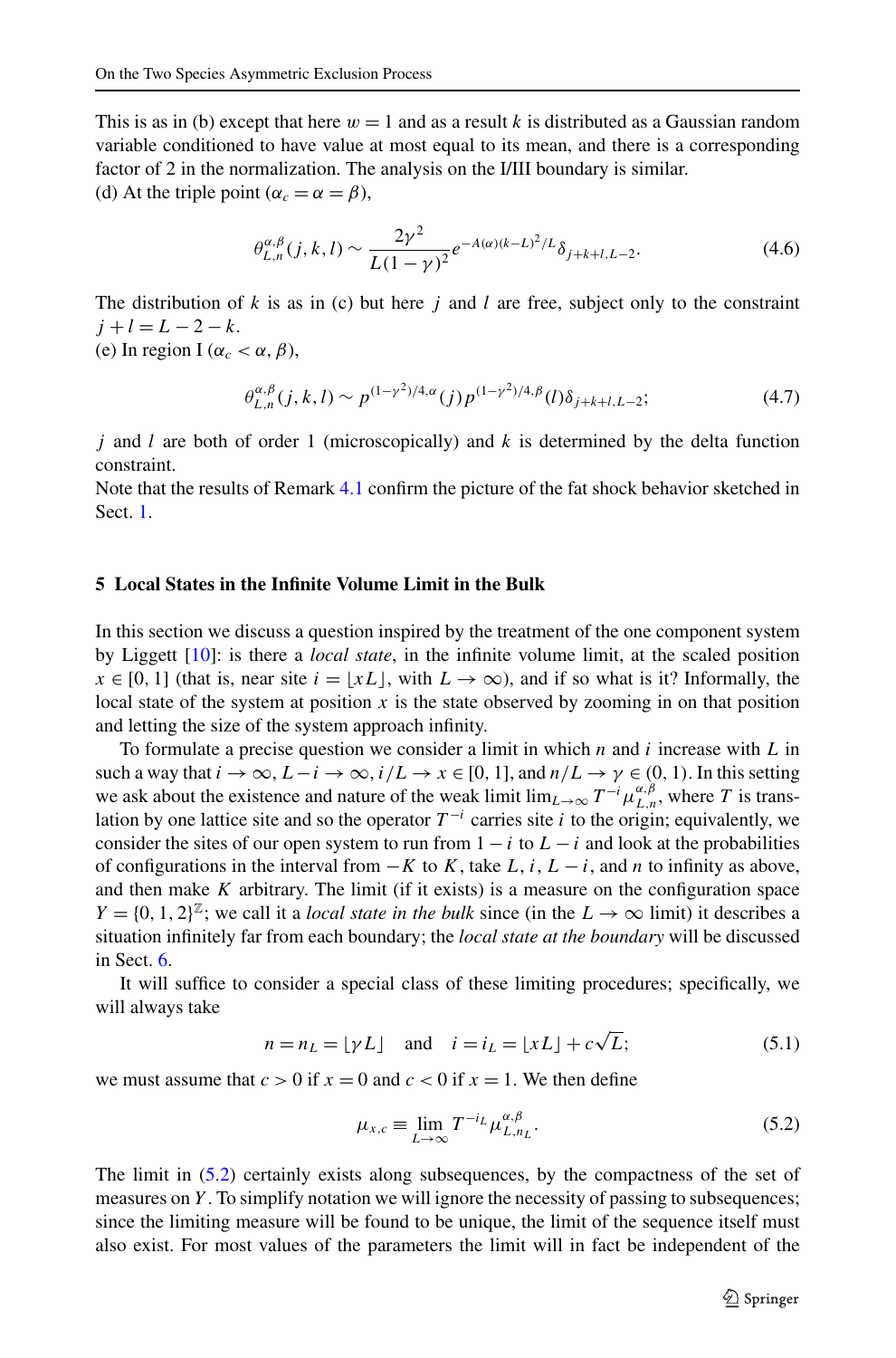This is as in (b) except that here $w = 1$ and as a result $k$ is distributed as a Gaussian random variable conditioned to have value at most equal to its mean, and there is a corresponding factor of 2 in the normalization. The analysis on the I/III boundary is similar.

(d) At the triple point ($\alpha_c = \alpha = \beta$),

$$\theta_{L,n}^{\alpha,\beta}(j,k,l) \sim \frac{2\gamma^2}{L(1-\gamma)^2} e^{-A(\alpha)(k-L)^2/L} \delta_{j+k+l,L-2}. \tag{4.6}$$

The distribution of $k$ is as in (c) but here $j$ and $l$ are free, subject only to the constraint $j + l = L - 2 - k$.

(e) In region I ($\alpha_c < \alpha, \beta$),

$$\theta_{L,n}^{\alpha,\beta}(j,k,l) \sim p^{(1-\gamma^2)/4,\alpha}(j)\, p^{(1-\gamma^2)/4,\beta}(l)\, \delta_{j+k+l,L-2}; \tag{4.7}$$

$j$ and $l$ are both of order 1 (microscopically) and $k$ is determined by the delta function constraint.

Note that the results of Remark 4.1 confirm the picture of the fat shock behavior sketched in Sect. 1.

## 5 Local States in the Infinite Volume Limit in the Bulk

In this section we discuss a question inspired by the treatment of the one component system by Liggett [10]: is there a *local state*, in the infinite volume limit, at the scaled position $x \in [0,1]$ (that is, near site $i = \lfloor xL \rfloor$, with $L \to \infty$), and if so what is it? Informally, the local state of the system at position $x$ is the state observed by zooming in on that position and letting the size of the system approach infinity.

To formulate a precise question we consider a limit in which $n$ and $i$ increase with $L$ in such a way that $i \to \infty$, $L - i \to \infty$, $i/L \to x \in [0,1]$, and $n/L \to \gamma \in (0,1)$. In this setting we ask about the existence and nature of the weak limit $\lim_{L\to\infty} T^{-i}\mu_{L,n}^{\alpha,\beta}$, where $T$ is translation by one lattice site and so the operator $T^{-i}$ carries site $i$ to the origin; equivalently, we consider the sites of our open system to run from $1-i$ to $L-i$ and look at the probabilities of configurations in the interval from $-K$ to $K$, take $L$, $i$, $L-i$, and $n$ to infinity as above, and then make $K$ arbitrary. The limit (if it exists) is a measure on the configuration space $Y = \{0,1,2\}^{\mathbb{Z}}$; we call it a *local state in the bulk* since (in the $L \to \infty$ limit) it describes a situation infinitely far from each boundary; the *local state at the boundary* will be discussed in Sect. 6.

It will suffice to consider a special class of these limiting procedures; specifically, we will always take

$$n = n_L = \lfloor \gamma L \rfloor \quad \text{and} \quad i = i_L = \lfloor xL \rfloor + c\sqrt{L}; \tag{5.1}$$

we must assume that $c > 0$ if $x = 0$ and $c < 0$ if $x = 1$. We then define

$$\mu_{x,c} \equiv \lim_{L\to\infty} T^{-i_L}\mu_{L,n_L}^{\alpha,\beta}. \tag{5.2}$$

The limit in (5.2) certainly exists along subsequences, by the compactness of the set of measures on $Y$. To simplify notation we will ignore the necessity of passing to subsequences; since the limiting measure will be found to be unique, the limit of the sequence itself must also exist. For most values of the parameters the limit will in fact be independent of the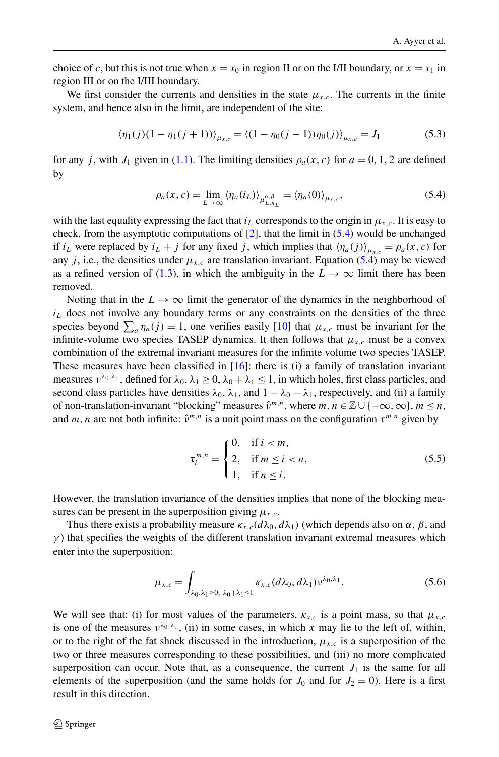choice of $c$, but this is not true when $x = x_0$ in region II or on the I/II boundary, or $x = x_1$ in region III or on the I/III boundary.

We first consider the currents and densities in the state $\mu_{x,c}$. The currents in the finite system, and hence also in the limit, are independent of the site:

$$\langle \eta_1(j)(1-\eta_1(j+1))\rangle_{\mu_{x,c}} = \langle (1-\eta_0(j-1))\eta_0(j)\rangle_{\mu_{x,c}} = J_1 \tag{5.3}$$

for any $j$, with $J_1$ given in (1.1). The limiting densities $\rho_a(x,c)$ for $a = 0,1,2$ are defined by

$$\rho_a(x,c) = \lim_{L\to\infty} \langle \eta_a(i_L)\rangle_{\mu^{\alpha,\beta}_{L,n_L}} = \langle \eta_a(0)\rangle_{\mu_{x,c}}, \tag{5.4}$$

with the last equality expressing the fact that $i_L$ corresponds to the origin in $\mu_{x,c}$. It is easy to check, from the asymptotic computations of [2], that the limit in (5.4) would be unchanged if $i_L$ were replaced by $i_L + j$ for any fixed $j$, which implies that $\langle \eta_a(j)\rangle_{\mu_{x,c}} = \rho_a(x,c)$ for any $j$, i.e., the densities under $\mu_{x,c}$ are translation invariant. Equation (5.4) may be viewed as a refined version of (1.3), in which the ambiguity in the $L\to\infty$ limit there has been removed.

Noting that in the $L\to\infty$ limit the generator of the dynamics in the neighborhood of $i_L$ does not involve any boundary terms or any constraints on the densities of the three species beyond $\sum_a \eta_a(j) = 1$, one verifies easily [10] that $\mu_{x,c}$ must be invariant for the infinite-volume two species TASEP dynamics. It then follows that $\mu_{x,c}$ must be a convex combination of the extremal invariant measures for the infinite volume two species TASEP. These measures have been classified in [16]: there is (i) a family of translation invariant measures $\nu^{\lambda_0,\lambda_1}$, defined for $\lambda_0, \lambda_1 \ge 0$, $\lambda_0 + \lambda_1 \le 1$, in which holes, first class particles, and second class particles have densities $\lambda_0$, $\lambda_1$, and $1-\lambda_0-\lambda_1$, respectively, and (ii) a family of non-translation-invariant "blocking" measures $\hat{\nu}^{m,n}$, where $m,n \in \mathbb{Z}\cup\{-\infty,\infty\}$, $m \le n$, and $m,n$ are not both infinite: $\hat{\nu}^{m,n}$ is a unit point mass on the configuration $\tau^{m,n}$ given by

$$\tau_i^{m,n} = \begin{cases} 0, & \text{if } i < m,\\ 2, & \text{if } m \le i < n,\\ 1, & \text{if } n \le i. \end{cases} \tag{5.5}$$

However, the translation invariance of the densities implies that none of the blocking measures can be present in the superposition giving $\mu_{x,c}$.

Thus there exists a probability measure $\kappa_{x,c}(d\lambda_0, d\lambda_1)$ (which depends also on $\alpha$, $\beta$, and $\gamma$) that specifies the weights of the different translation invariant extremal measures which enter into the superposition:

$$\mu_{x,c} = \int_{\lambda_0,\lambda_1\ge 0,\ \lambda_0+\lambda_1\le 1} \kappa_{x,c}(d\lambda_0, d\lambda_1)\nu^{\lambda_0,\lambda_1}. \tag{5.6}$$

We will see that: (i) for most values of the parameters, $\kappa_{x,c}$ is a point mass, so that $\mu_{x,c}$ is one of the measures $\nu^{\lambda_0,\lambda_1}$, (ii) in some cases, in which $x$ may lie to the left of, within, or to the right of the fat shock discussed in the introduction, $\mu_{x,c}$ is a superposition of the two or three measures corresponding to these possibilities, and (iii) no more complicated superposition can occur. Note that, as a consequence, the current $J_1$ is the same for all elements of the superposition (and the same holds for $J_0$ and for $J_2 = 0$). Here is a first result in this direction.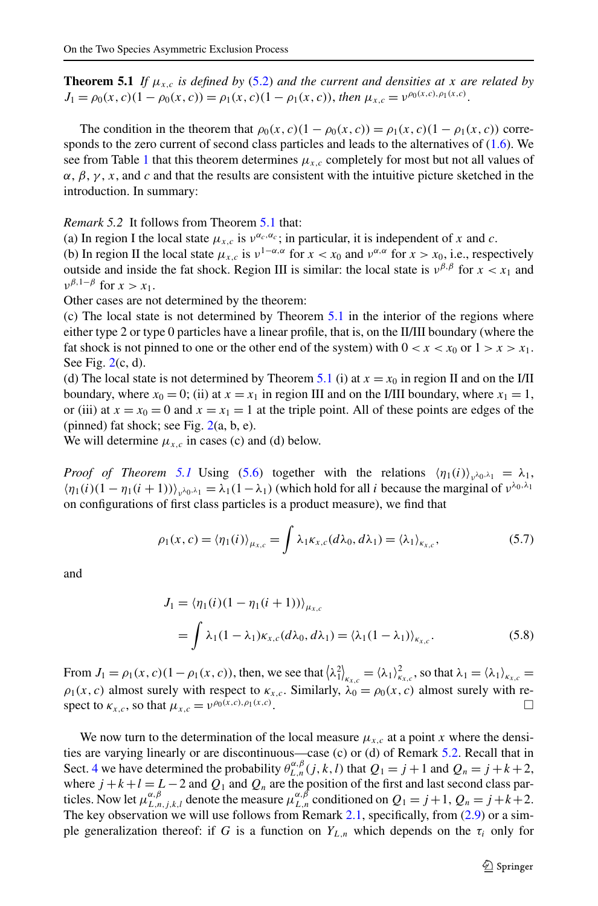**Theorem 5.1** *If $\mu_{x,c}$ is defined by* (5.2) *and the current and densities at $x$ are related by $J_1 = \rho_0(x,c)(1-\rho_0(x,c)) = \rho_1(x,c)(1-\rho_1(x,c))$, then $\mu_{x,c} = \nu^{\rho_0(x,c),\rho_1(x,c)}$.*

The condition in the theorem that $\rho_0(x,c)(1-\rho_0(x,c)) = \rho_1(x,c)(1-\rho_1(x,c))$ corresponds to the zero current of second class particles and leads to the alternatives of (1.6). We see from Table 1 that this theorem determines $\mu_{x,c}$ completely for most but not all values of $\alpha$, $\beta$, $\gamma$, $x$, and $c$ and that the results are consistent with the intuitive picture sketched in the introduction. In summary:

*Remark 5.2* It follows from Theorem 5.1 that:
(a) In region I the local state $\mu_{x,c}$ is $\nu^{\alpha_c,\alpha_c}$; in particular, it is independent of $x$ and $c$.
(b) In region II the local state $\mu_{x,c}$ is $\nu^{1-\alpha,\alpha}$ for $x < x_0$ and $\nu^{\alpha,\alpha}$ for $x > x_0$, i.e., respectively outside and inside the fat shock. Region III is similar: the local state is $\nu^{\beta,\beta}$ for $x < x_1$ and $\nu^{\beta,1-\beta}$ for $x > x_1$.
Other cases are not determined by the theorem:
(c) The local state is not determined by Theorem 5.1 in the interior of the regions where either type 2 or type 0 particles have a linear profile, that is, on the II/III boundary (where the fat shock is not pinned to one or the other end of the system) with $0 < x < x_0$ or $1 > x > x_1$. See Fig. 2(c, d).
(d) The local state is not determined by Theorem 5.1 (i) at $x = x_0$ in region II and on the I/II boundary, where $x_0 = 0$; (ii) at $x = x_1$ in region III and on the I/III boundary, where $x_1 = 1$, or (iii) at $x = x_0 = 0$ and $x = x_1 = 1$ at the triple point. All of these points are edges of the (pinned) fat shock; see Fig. 2(a, b, e).
We will determine $\mu_{x,c}$ in cases (c) and (d) below.

*Proof of Theorem 5.1* Using (5.6) together with the relations $\langle \eta_1(i)\rangle_{\nu^{\lambda_0,\lambda_1}} = \lambda_1$, $\langle \eta_1(i)(1-\eta_1(i+1))\rangle_{\nu^{\lambda_0,\lambda_1}} = \lambda_1(1-\lambda_1)$ (which hold for all $i$ because the marginal of $\nu^{\lambda_0,\lambda_1}$ on configurations of first class particles is a product measure), we find that

$$\rho_1(x,c) = \langle \eta_1(i)\rangle_{\mu_{x,c}} = \int \lambda_1 \kappa_{x,c}(d\lambda_0, d\lambda_1) = \langle \lambda_1\rangle_{\kappa_{x,c}}, \tag{5.7}$$

and

$$\begin{aligned} J_1 &= \langle \eta_1(i)(1-\eta_1(i+1))\rangle_{\mu_{x,c}} \\ &= \int \lambda_1(1-\lambda_1)\kappa_{x,c}(d\lambda_0, d\lambda_1) = \langle \lambda_1(1-\lambda_1)\rangle_{\kappa_{x,c}}. \end{aligned} \tag{5.8}$$

From $J_1 = \rho_1(x,c)(1-\rho_1(x,c))$, then, we see that $\langle \lambda_1^2\rangle_{\kappa_{x,c}} = \langle \lambda_1\rangle_{\kappa_{x,c}}^2$, so that $\lambda_1 = \langle \lambda_1\rangle_{\kappa_{x,c}} = \rho_1(x,c)$ almost surely with respect to $\kappa_{x,c}$. Similarly, $\lambda_0 = \rho_0(x,c)$ almost surely with respect to $\kappa_{x,c}$, so that $\mu_{x,c} = \nu^{\rho_0(x,c),\rho_1(x,c)}$. □

We now turn to the determination of the local measure $\mu_{x,c}$ at a point $x$ where the densities are varying linearly or are discontinuous—case (c) or (d) of Remark 5.2. Recall that in Sect. 4 we have determined the probability $\theta_{L,n}^{\alpha,\beta}(j,k,l)$ that $Q_1 = j+1$ and $Q_n = j+k+2$, where $j+k+l = L-2$ and $Q_1$ and $Q_n$ are the position of the first and last second class particles. Now let $\mu_{L,n,j,k,l}^{\alpha,\beta}$ denote the measure $\mu_{L,n}^{\alpha,\beta}$ conditioned on $Q_1 = j+1$, $Q_n = j+k+2$. The key observation we will use follows from Remark 2.1, specifically, from (2.9) or a simple generalization thereof: if $G$ is a function on $Y_{L,n}$ which depends on the $\tau_i$ only for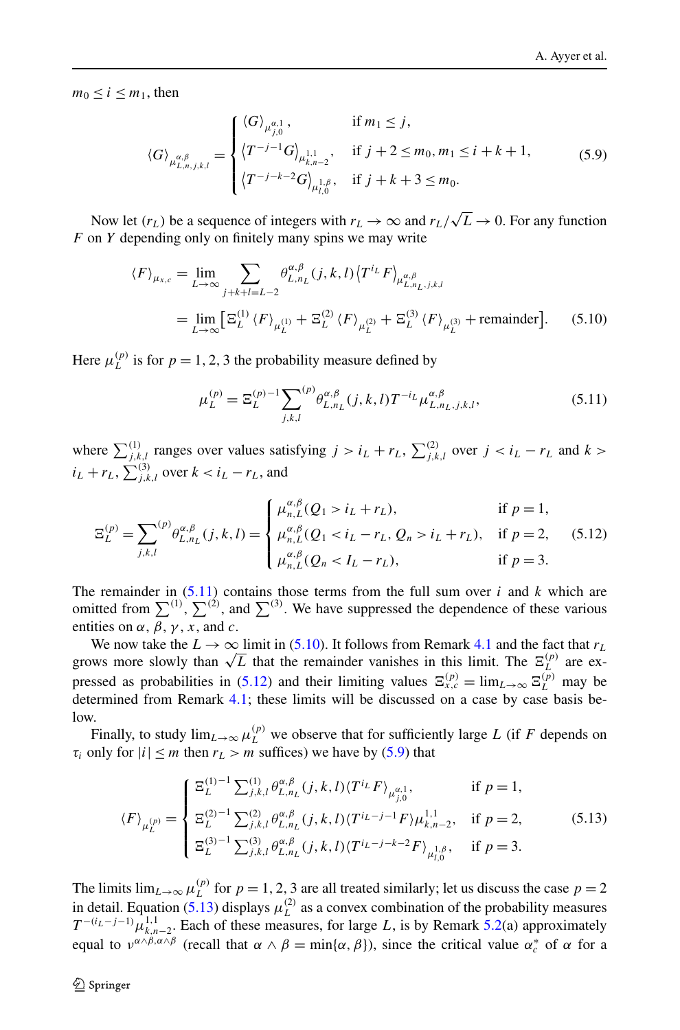$m_0 \le i \le m_1$, then

$$
\langle G\rangle_{\mu^{\alpha,\beta}_{L,n,j,k,l}} = \begin{cases} \langle G\rangle_{\mu^{\alpha,1}_{j,0}}, & \text{if } m_1 \le j, \\ \langle T^{-j-1}G\rangle_{\mu^{1,1}_{k,n-2}}, & \text{if } j+2 \le m_0, m_1 \le i+k+1, \\ \langle T^{-j-k-2}G\rangle_{\mu^{1,\beta}_{l,0}}, & \text{if } j+k+3 \le m_0. \end{cases} \tag{5.9}
$$

Now let $(r_L)$ be a sequence of integers with $r_L \to \infty$ and $r_L/\sqrt{L} \to 0$. For any function $F$ on $Y$ depending only on finitely many spins we may write

$$
\begin{aligned}
\langle F\rangle_{\mu_{x,c}} &= \lim_{L\to\infty} \sum_{j+k+l=L-2} \theta^{\alpha,\beta}_{L,n_L}(j,k,l)\langle T^{i_L}F\rangle_{\mu^{\alpha,\beta}_{L,n_L,j,k,l}} \\
&= \lim_{L\to\infty} \big[\Xi^{(1)}_L \langle F\rangle_{\mu^{(1)}_L} + \Xi^{(2)}_L \langle F\rangle_{\mu^{(2)}_L} + \Xi^{(3)}_L \langle F\rangle_{\mu^{(3)}_L} + \text{remainder}\big].
\end{aligned} \tag{5.10}
$$

Here $\mu^{(p)}_L$ is for $p=1,2,3$ the probability measure defined by

$$
\mu^{(p)}_L = \Xi^{(p)-1}_L \sum_{j,k,l}^{(p)} \theta^{\alpha,\beta}_{L,n_L}(j,k,l) T^{-i_L}\mu^{\alpha,\beta}_{L,n_L,j,k,l}, \tag{5.11}
$$

where $\sum^{(1)}_{j,k,l}$ ranges over values satisfying $j > i_L + r_L$, $\sum^{(2)}_{j,k,l}$ over $j < i_L - r_L$ and $k > i_L + r_L$, $\sum^{(3)}_{j,k,l}$ over $k < i_L - r_L$, and

$$
\Xi^{(p)}_L = \sum_{j,k,l}^{(p)} \theta^{\alpha,\beta}_{L,n_L}(j,k,l) = \begin{cases} \mu^{\alpha,\beta}_{n,L}(Q_1 > i_L + r_L), & \text{if } p=1, \\ \mu^{\alpha,\beta}_{n,L}(Q_1 < i_L - r_L,\, Q_n > i_L + r_L), & \text{if } p=2, \\ \mu^{\alpha,\beta}_{n,L}(Q_n < I_L - r_L), & \text{if } p=3. \end{cases} \tag{5.12}
$$

The remainder in (5.11) contains those terms from the full sum over $i$ and $k$ which are omitted from $\sum^{(1)}$, $\sum^{(2)}$, and $\sum^{(3)}$. We have suppressed the dependence of these various entities on $\alpha$, $\beta$, $\gamma$, $x$, and $c$.

We now take the $L\to\infty$ limit in (5.10). It follows from Remark 4.1 and the fact that $r_L$ grows more slowly than $\sqrt{L}$ that the remainder vanishes in this limit. The $\Xi^{(p)}_L$ are expressed as probabilities in (5.12) and their limiting values $\Xi^{(p)}_{x,c} = \lim_{L\to\infty}\Xi^{(p)}_L$ may be determined from Remark 4.1; these limits will be discussed on a case by case basis below.

Finally, to study $\lim_{L\to\infty}\mu^{(p)}_L$ we observe that for sufficiently large $L$ (if $F$ depends on $\tau_i$ only for $|i| \le m$ then $r_L > m$ suffices) we have by (5.9) that

$$
\langle F\rangle_{\mu^{(p)}_L} = \begin{cases} \Xi^{(1)-1}_L \sum^{(1)}_{j,k,l} \theta^{\alpha,\beta}_{L,n_L}(j,k,l)\langle T^{i_L}F\rangle_{\mu^{\alpha,1}_{j,0}}, & \text{if } p=1, \\ \Xi^{(2)-1}_L \sum^{(2)}_{j,k,l} \theta^{\alpha,\beta}_{L,n_L}(j,k,l)\langle T^{i_L-j-1}F\rangle \mu^{1,1}_{k,n-2}, & \text{if } p=2, \\ \Xi^{(3)-1}_L \sum^{(3)}_{j,k,l} \theta^{\alpha,\beta}_{L,n_L}(j,k,l)\langle T^{i_L-j-k-2}F\rangle_{\mu^{1,\beta}_{l,0}}, & \text{if } p=3. \end{cases} \tag{5.13}
$$

The limits $\lim_{L\to\infty}\mu^{(p)}_L$ for $p=1,2,3$ are all treated similarly; let us discuss the case $p=2$ in detail. Equation (5.13) displays $\mu^{(2)}_L$ as a convex combination of the probability measures $T^{-(i_L-j-1)}\mu^{1,1}_{k,n-2}$. Each of these measures, for large $L$, is by Remark 5.2(a) approximately equal to $\nu^{\alpha\wedge\beta,\alpha\wedge\beta}$ (recall that $\alpha\wedge\beta = \min\{\alpha,\beta\}$), since the critical value $\alpha^*_c$ of $\alpha$ for a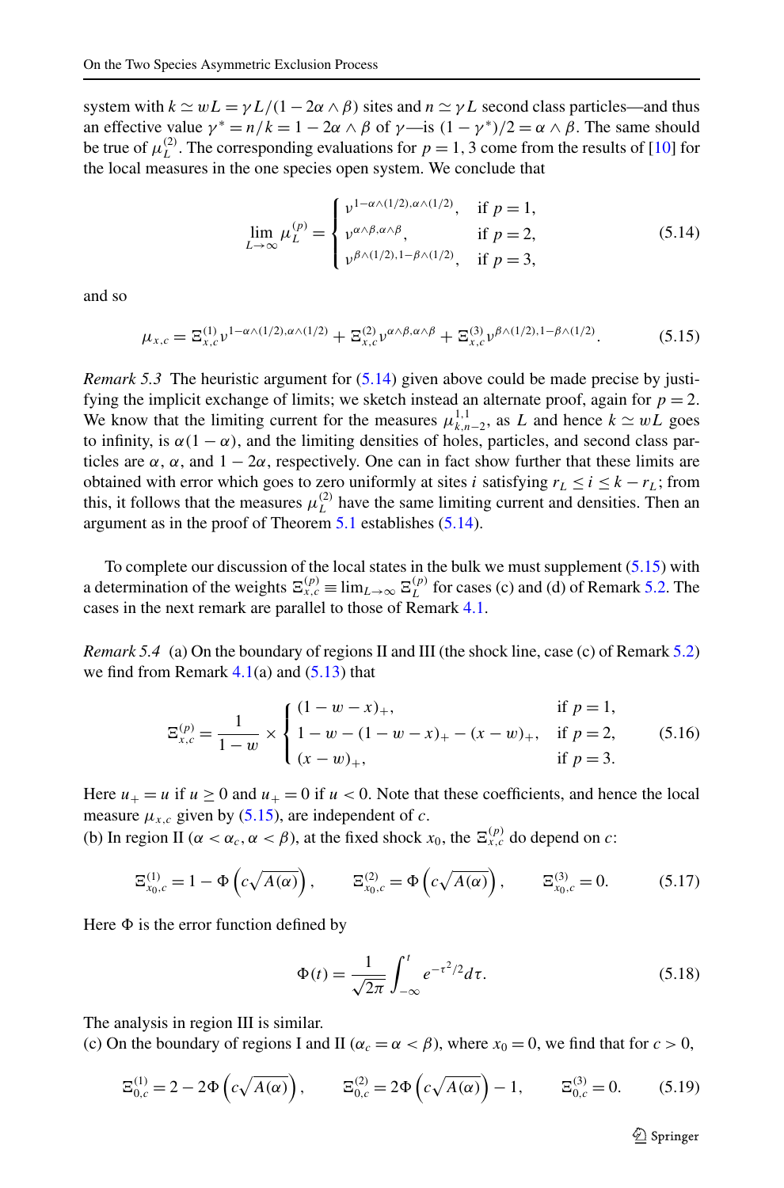system with $k \simeq wL = \gamma L/(1-2\alpha \wedge \beta)$ sites and $n \simeq \gamma L$ second class particles—and thus an effective value $\gamma^* = n/k = 1 - 2\alpha \wedge \beta$ of $\gamma$—is $(1-\gamma^*)/2 = \alpha \wedge \beta$. The same should be true of $\mu_L^{(2)}$. The corresponding evaluations for $p = 1, 3$ come from the results of [10] for the local measures in the one species open system. We conclude that

$$\lim_{L\to\infty} \mu_L^{(p)} = \begin{cases} \nu^{1-\alpha\wedge(1/2),\alpha\wedge(1/2)}, & \text{if } p = 1, \\ \nu^{\alpha\wedge\beta,\alpha\wedge\beta}, & \text{if } p = 2, \\ \nu^{\beta\wedge(1/2),1-\beta\wedge(1/2)}, & \text{if } p = 3, \end{cases} \tag{5.14}$$

and so

$$\mu_{x,c} = \Xi_{x,c}^{(1)} \nu^{1-\alpha\wedge(1/2),\alpha\wedge(1/2)} + \Xi_{x,c}^{(2)} \nu^{\alpha\wedge\beta,\alpha\wedge\beta} + \Xi_{x,c}^{(3)} \nu^{\beta\wedge(1/2),1-\beta\wedge(1/2)}. \tag{5.15}$$

*Remark 5.3* The heuristic argument for (5.14) given above could be made precise by justifying the implicit exchange of limits; we sketch instead an alternate proof, again for $p = 2$. We know that the limiting current for the measures $\mu_{k,n-2}^{1,1}$, as $L$ and hence $k \simeq wL$ goes to infinity, is $\alpha(1-\alpha)$, and the limiting densities of holes, particles, and second class particles are $\alpha$, $\alpha$, and $1-2\alpha$, respectively. One can in fact show further that these limits are obtained with error which goes to zero uniformly at sites $i$ satisfying $r_L \le i \le k - r_L$; from this, it follows that the measures $\mu_L^{(2)}$ have the same limiting current and densities. Then an argument as in the proof of Theorem 5.1 establishes (5.14).

To complete our discussion of the local states in the bulk we must supplement (5.15) with a determination of the weights $\Xi_{x,c}^{(p)} \equiv \lim_{L\to\infty} \Xi_L^{(p)}$ for cases (c) and (d) of Remark 5.2. The cases in the next remark are parallel to those of Remark 4.1.

*Remark 5.4* (a) On the boundary of regions II and III (the shock line, case (c) of Remark 5.2) we find from Remark 4.1(a) and (5.13) that

$$\Xi_{x,c}^{(p)} = \frac{1}{1-w} \times \begin{cases} (1-w-x)_+, & \text{if } p = 1, \\ 1-w-(1-w-x)_+ - (x-w)_+, & \text{if } p = 2, \\ (x-w)_+, & \text{if } p = 3. \end{cases} \tag{5.16}$$

Here $u_+ = u$ if $u \ge 0$ and $u_+ = 0$ if $u < 0$. Note that these coefficients, and hence the local measure $\mu_{x,c}$ given by (5.15), are independent of $c$.

(b) In region II ($\alpha < \alpha_c, \alpha < \beta$), at the fixed shock $x_0$, the $\Xi_{x,c}^{(p)}$ do depend on $c$:

$$\Xi_{x_0,c}^{(1)} = 1 - \Phi\left(c\sqrt{A(\alpha)}\right), \qquad \Xi_{x_0,c}^{(2)} = \Phi\left(c\sqrt{A(\alpha)}\right), \qquad \Xi_{x_0,c}^{(3)} = 0. \tag{5.17}$$

Here $\Phi$ is the error function defined by

$$\Phi(t) = \frac{1}{\sqrt{2\pi}} \int_{-\infty}^{t} e^{-\tau^2/2} d\tau. \tag{5.18}$$

The analysis in region III is similar.

(c) On the boundary of regions I and II ($\alpha_c = \alpha < \beta$), where $x_0 = 0$, we find that for $c > 0$,

$$\Xi_{0,c}^{(1)} = 2 - 2\Phi\left(c\sqrt{A(\alpha)}\right), \qquad \Xi_{0,c}^{(2)} = 2\Phi\left(c\sqrt{A(\alpha)}\right) - 1, \qquad \Xi_{0,c}^{(3)} = 0. \tag{5.19}$$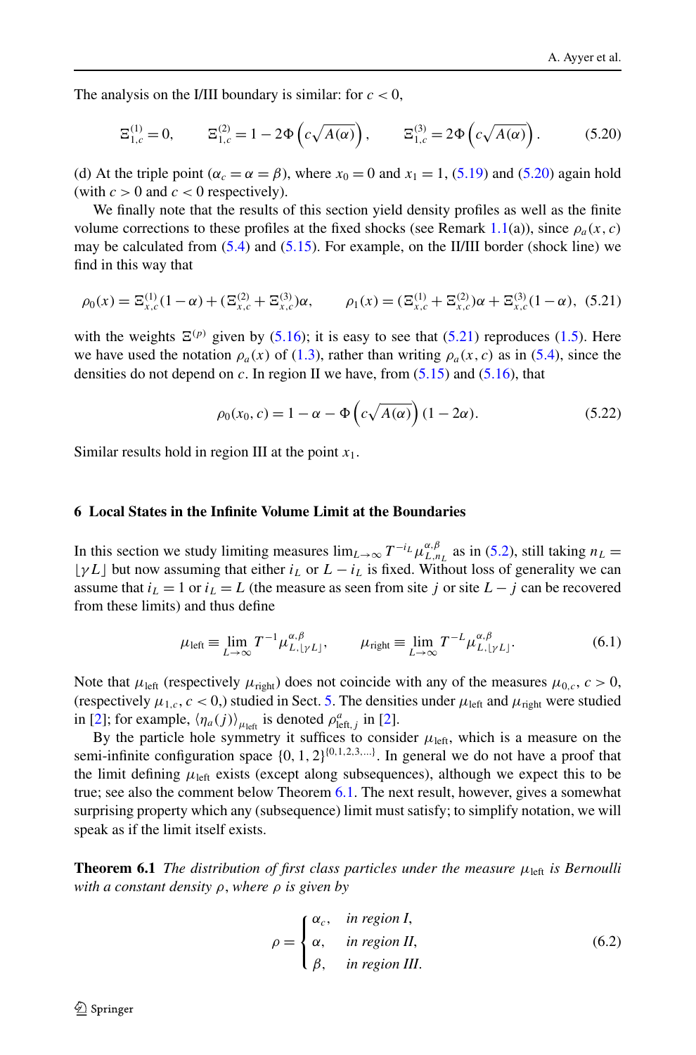The analysis on the I/III boundary is similar: for $c < 0$,

$$\Xi^{(1)}_{1,c} = 0, \qquad \Xi^{(2)}_{1,c} = 1 - 2\Phi\left(c\sqrt{A(\alpha)}\right), \qquad \Xi^{(3)}_{1,c} = 2\Phi\left(c\sqrt{A(\alpha)}\right). \tag{5.20}$$

(d) At the triple point ($\alpha_c = \alpha = \beta$), where $x_0 = 0$ and $x_1 = 1$, (5.19) and (5.20) again hold (with $c > 0$ and $c < 0$ respectively).

We finally note that the results of this section yield density profiles as well as the finite volume corrections to these profiles at the fixed shocks (see Remark 1.1(a)), since $\rho_a(x, c)$ may be calculated from (5.4) and (5.15). For example, on the II/III border (shock line) we find in this way that

$$\rho_0(x) = \Xi^{(1)}_{x,c}(1-\alpha) + (\Xi^{(2)}_{x,c} + \Xi^{(3)}_{x,c})\alpha, \qquad \rho_1(x) = (\Xi^{(1)}_{x,c} + \Xi^{(2)}_{x,c})\alpha + \Xi^{(3)}_{x,c}(1-\alpha), \tag{5.21}$$

with the weights $\Xi^{(p)}$ given by (5.16); it is easy to see that (5.21) reproduces (1.5). Here we have used the notation $\rho_a(x)$ of (1.3), rather than writing $\rho_a(x, c)$ as in (5.4), since the densities do not depend on $c$. In region II we have, from (5.15) and (5.16), that

$$\rho_0(x_0, c) = 1 - \alpha - \Phi\left(c\sqrt{A(\alpha)}\right)(1 - 2\alpha). \tag{5.22}$$

Similar results hold in region III at the point $x_1$.

## 6 Local States in the Infinite Volume Limit at the Boundaries

In this section we study limiting measures $\lim_{L\to\infty} T^{-i_L}\mu^{\alpha,\beta}_{L,n_L}$ as in (5.2), still taking $n_L = \lfloor \gamma L \rfloor$ but now assuming that either $i_L$ or $L - i_L$ is fixed. Without loss of generality we can assume that $i_L = 1$ or $i_L = L$ (the measure as seen from site $j$ or site $L - j$ can be recovered from these limits) and thus define

$$\mu_{\text{left}} \equiv \lim_{L\to\infty} T^{-1}\mu^{\alpha,\beta}_{L,\lfloor \gamma L \rfloor}, \qquad \mu_{\text{right}} \equiv \lim_{L\to\infty} T^{-L}\mu^{\alpha,\beta}_{L,\lfloor \gamma L \rfloor}. \tag{6.1}$$

Note that $\mu_{\text{left}}$ (respectively $\mu_{\text{right}}$) does not coincide with any of the measures $\mu_{0,c}$, $c > 0$, (respectively $\mu_{1,c}$, $c < 0$,) studied in Sect. 5. The densities under $\mu_{\text{left}}$ and $\mu_{\text{right}}$ were studied in [2]; for example, $\langle \eta_a(j) \rangle_{\mu_{\text{left}}}$ is denoted $\rho^a_{\text{left},j}$ in [2].

By the particle hole symmetry it suffices to consider $\mu_{\text{left}}$, which is a measure on the semi-infinite configuration space $\{0, 1, 2\}^{\{0,1,2,3,\ldots\}}$. In general we do not have a proof that the limit defining $\mu_{\text{left}}$ exists (except along subsequences), although we expect this to be true; see also the comment below Theorem 6.1. The next result, however, gives a somewhat surprising property which any (subsequence) limit must satisfy; to simplify notation, we will speak as if the limit itself exists.

**Theorem 6.1** *The distribution of first class particles under the measure $\mu_{\text{left}}$ is Bernoulli with a constant density $\rho$, where $\rho$ is given by*

$$\rho = \begin{cases} \alpha_c, & \text{in region I,} \\ \alpha, & \text{in region II,} \\ \beta, & \text{in region III.} \end{cases} \tag{6.2}$$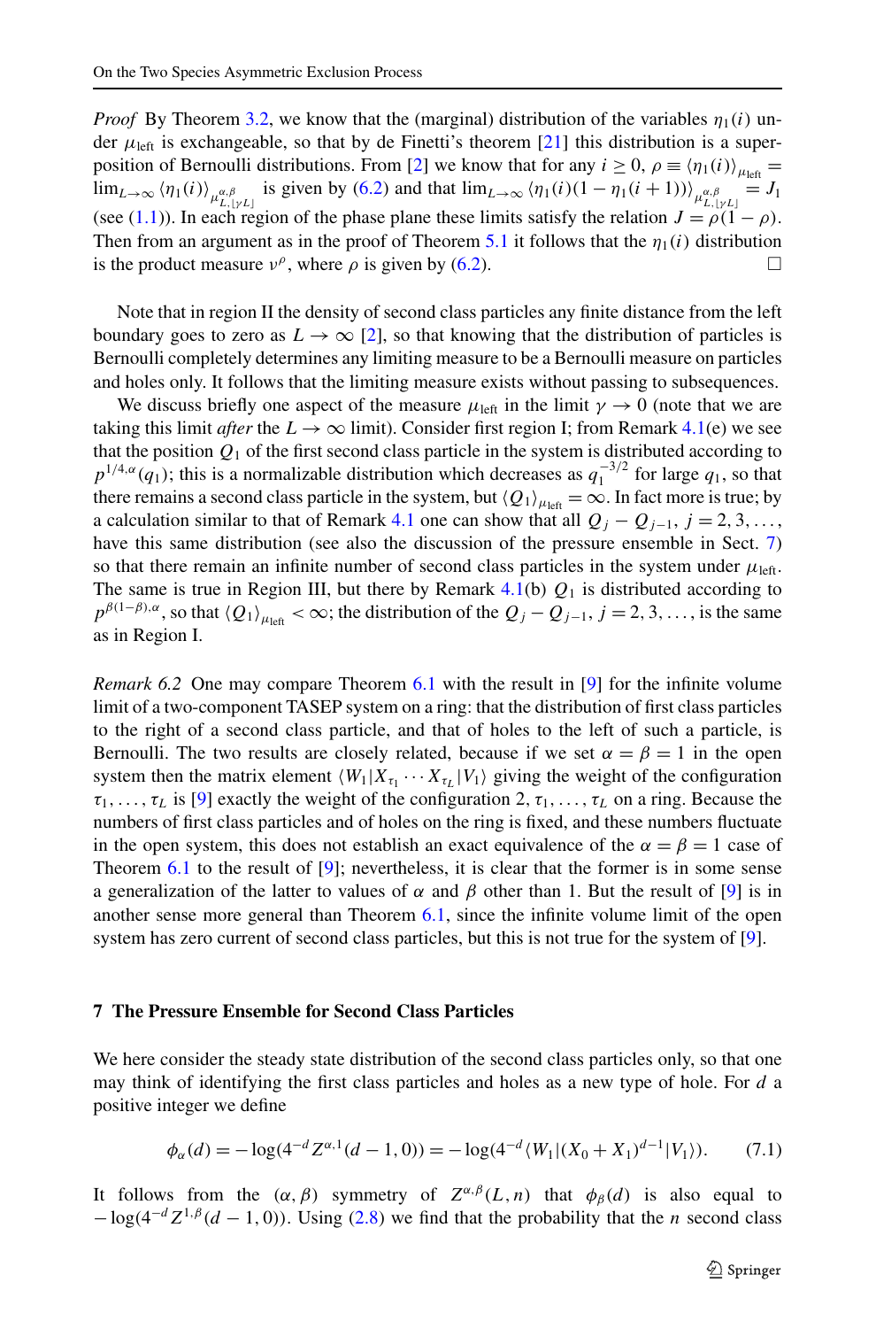*Proof* By Theorem 3.2, we know that the (marginal) distribution of the variables $\eta_1(i)$ under $\mu_{\text{left}}$ is exchangeable, so that by de Finetti's theorem [21] this distribution is a superposition of Bernoulli distributions. From [2] we know that for any $i \geq 0$, $\rho \equiv \langle \eta_1(i) \rangle_{\mu_{\text{left}}} = \lim_{L\to\infty} \langle \eta_1(i) \rangle_{\mu^{\alpha,\beta}_{L,\lfloor \gamma L \rfloor}}$ is given by (6.2) and that $\lim_{L\to\infty} \langle \eta_1(i)(1-\eta_1(i+1)) \rangle_{\mu^{\alpha,\beta}_{L,\lfloor \gamma L \rfloor}} = J_1$ (see (1.1)). In each region of the phase plane these limits satisfy the relation $J = \rho(1-\rho)$. Then from an argument as in the proof of Theorem 5.1 it follows that the $\eta_1(i)$ distribution is the product measure $\nu^\rho$, where $\rho$ is given by (6.2). □

Note that in region II the density of second class particles any finite distance from the left boundary goes to zero as $L \to \infty$ [2], so that knowing that the distribution of particles is Bernoulli completely determines any limiting measure to be a Bernoulli measure on particles and holes only. It follows that the limiting measure exists without passing to subsequences.

We discuss briefly one aspect of the measure $\mu_{\text{left}}$ in the limit $\gamma \to 0$ (note that we are taking this limit *after* the $L \to \infty$ limit). Consider first region I; from Remark 4.1(e) we see that the position $Q_1$ of the first second class particle in the system is distributed according to $p^{1/4,\alpha}(q_1)$; this is a normalizable distribution which decreases as $q_1^{-3/2}$ for large $q_1$, so that there remains a second class particle in the system, but $\langle Q_1 \rangle_{\mu_{\text{left}}} = \infty$. In fact more is true; by a calculation similar to that of Remark 4.1 one can show that all $Q_j - Q_{j-1}$, $j = 2, 3, \ldots,$ have this same distribution (see also the discussion of the pressure ensemble in Sect. 7) so that there remain an infinite number of second class particles in the system under $\mu_{\text{left}}$. The same is true in Region III, but there by Remark 4.1(b) $Q_1$ is distributed according to $p^{\beta(1-\beta),\alpha}$, so that $\langle Q_1 \rangle_{\mu_{\text{left}}} < \infty$; the distribution of the $Q_j - Q_{j-1}$, $j = 2, 3, \ldots,$ is the same as in Region I.

*Remark 6.2* One may compare Theorem 6.1 with the result in [9] for the infinite volume limit of a two-component TASEP system on a ring: that the distribution of first class particles to the right of a second class particle, and that of holes to the left of such a particle, is Bernoulli. The two results are closely related, because if we set $\alpha = \beta = 1$ in the open system then the matrix element $\langle W_1 | X_{\tau_1} \cdots X_{\tau_L} | V_1 \rangle$ giving the weight of the configuration $\tau_1, \ldots, \tau_L$ is [9] exactly the weight of the configuration $2, \tau_1, \ldots, \tau_L$ on a ring. Because the numbers of first class particles and of holes on the ring is fixed, and these numbers fluctuate in the open system, this does not establish an exact equivalence of the $\alpha = \beta = 1$ case of Theorem 6.1 to the result of [9]; nevertheless, it is clear that the former is in some sense a generalization of the latter to values of $\alpha$ and $\beta$ other than 1. But the result of [9] is in another sense more general than Theorem 6.1, since the infinite volume limit of the open system has zero current of second class particles, but this is not true for the system of [9].

## 7 The Pressure Ensemble for Second Class Particles

We here consider the steady state distribution of the second class particles only, so that one may think of identifying the first class particles and holes as a new type of hole. For $d$ a positive integer we define

$$\phi_\alpha(d) = -\log(4^{-d} Z^{\alpha,1}(d-1,0)) = -\log(4^{-d} \langle W_1 | (X_0 + X_1)^{d-1} | V_1 \rangle). \tag{7.1}$$

It follows from the $(\alpha, \beta)$ symmetry of $Z^{\alpha,\beta}(L,n)$ that $\phi_\beta(d)$ is also equal to $-\log(4^{-d} Z^{1,\beta}(d-1,0))$. Using (2.8) we find that the probability that the $n$ second class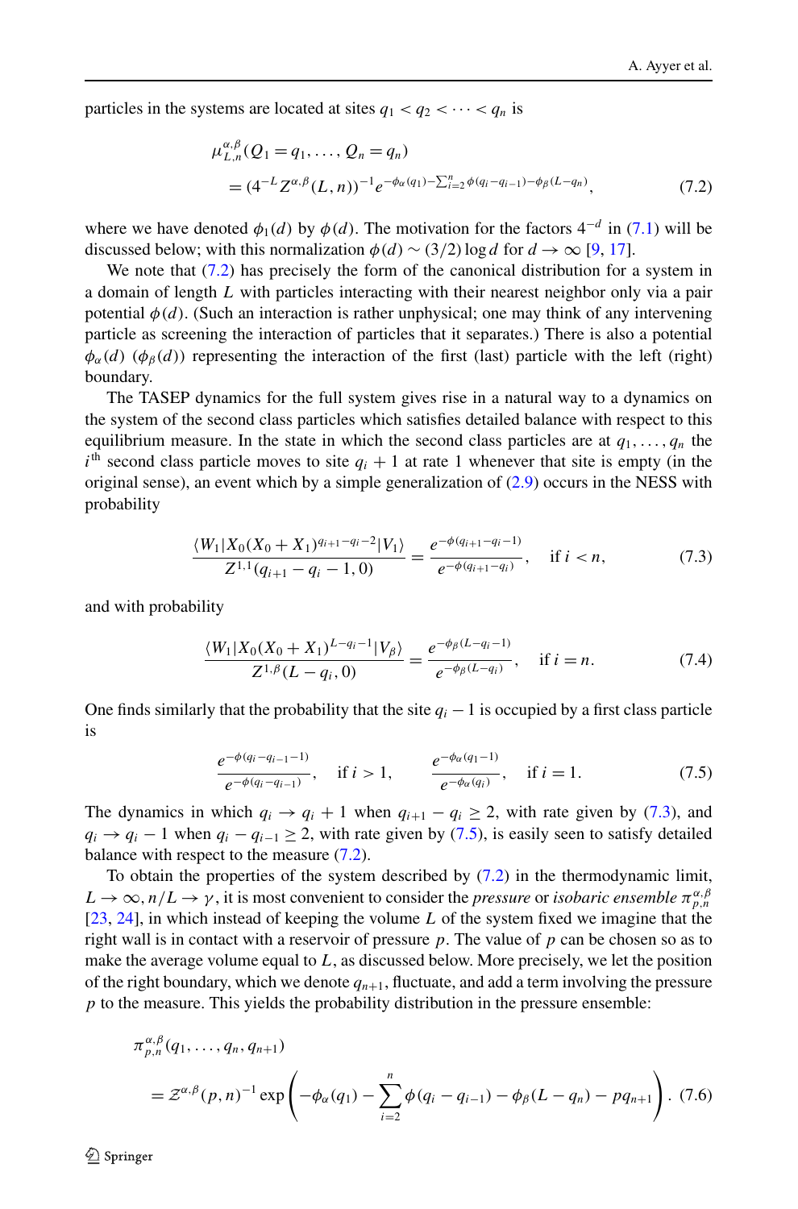particles in the systems are located at sites $q_1 < q_2 < \cdots < q_n$ is

$$
\begin{aligned}
&\mu_{L,n}^{\alpha,\beta}(Q_1 = q_1, \ldots, Q_n = q_n) \\
&\quad = (4^{-L} Z^{\alpha,\beta}(L,n))^{-1} e^{-\phi_\alpha(q_1) - \sum_{i=2}^{n} \phi(q_i - q_{i-1}) - \phi_\beta(L - q_n)},
\end{aligned} \tag{7.2}
$$

where we have denoted $\phi_1(d)$ by $\phi(d)$. The motivation for the factors $4^{-d}$ in (7.1) will be discussed below; with this normalization $\phi(d) \sim (3/2)\log d$ for $d \to \infty$ [9, 17].

We note that (7.2) has precisely the form of the canonical distribution for a system in a domain of length $L$ with particles interacting with their nearest neighbor only via a pair potential $\phi(d)$. (Such an interaction is rather unphysical; one may think of any intervening particle as screening the interaction of particles that it separates.) There is also a potential $\phi_\alpha(d)$ ($\phi_\beta(d)$) representing the interaction of the first (last) particle with the left (right) boundary.

The TASEP dynamics for the full system gives rise in a natural way to a dynamics on the system of the second class particles which satisfies detailed balance with respect to this equilibrium measure. In the state in which the second class particles are at $q_1, \ldots, q_n$ the $i^{\text{th}}$ second class particle moves to site $q_i + 1$ at rate 1 whenever that site is empty (in the original sense), an event which by a simple generalization of (2.9) occurs in the NESS with probability

$$
\frac{\langle W_1 | X_0 (X_0 + X_1)^{q_{i+1} - q_i - 2} | V_1 \rangle}{Z^{1,1}(q_{i+1} - q_i - 1, 0)} = \frac{e^{-\phi(q_{i+1} - q_i - 1)}}{e^{-\phi(q_{i+1} - q_i)}}, \quad \text{if } i < n, \tag{7.3}
$$

and with probability

$$
\frac{\langle W_1 | X_0 (X_0 + X_1)^{L - q_i - 1} | V_\beta \rangle}{Z^{1,\beta}(L - q_i, 0)} = \frac{e^{-\phi_\beta(L - q_i - 1)}}{e^{-\phi_\beta(L - q_i)}}, \quad \text{if } i = n. \tag{7.4}
$$

One finds similarly that the probability that the site $q_i - 1$ is occupied by a first class particle is

$$
\frac{e^{-\phi(q_i - q_{i-1} - 1)}}{e^{-\phi(q_i - q_{i-1})}}, \quad \text{if } i > 1, \qquad \frac{e^{-\phi_\alpha(q_1 - 1)}}{e^{-\phi_\alpha(q_i)}}, \quad \text{if } i = 1. \tag{7.5}
$$

The dynamics in which $q_i \to q_i + 1$ when $q_{i+1} - q_i \geq 2$, with rate given by (7.3), and $q_i \to q_i - 1$ when $q_i - q_{i-1} \geq 2$, with rate given by (7.5), is easily seen to satisfy detailed balance with respect to the measure (7.2).

To obtain the properties of the system described by (7.2) in the thermodynamic limit, $L \to \infty$, $n/L \to \gamma$, it is most convenient to consider the *pressure* or *isobaric ensemble* $\pi_{p,n}^{\alpha,\beta}$ [23, 24], in which instead of keeping the volume $L$ of the system fixed we imagine that the right wall is in contact with a reservoir of pressure $p$. The value of $p$ can be chosen so as to make the average volume equal to $L$, as discussed below. More precisely, we let the position of the right boundary, which we denote $q_{n+1}$, fluctuate, and add a term involving the pressure $p$ to the measure. This yields the probability distribution in the pressure ensemble:

$$
\begin{aligned}
&\pi_{p,n}^{\alpha,\beta}(q_1, \ldots, q_n, q_{n+1}) \\
&\quad = \mathcal{Z}^{\alpha,\beta}(p,n)^{-1} \exp\left( -\phi_\alpha(q_1) - \sum_{i=2}^{n} \phi(q_i - q_{i-1}) - \phi_\beta(L - q_n) - p q_{n+1} \right).
\end{aligned} \tag{7.6}
$$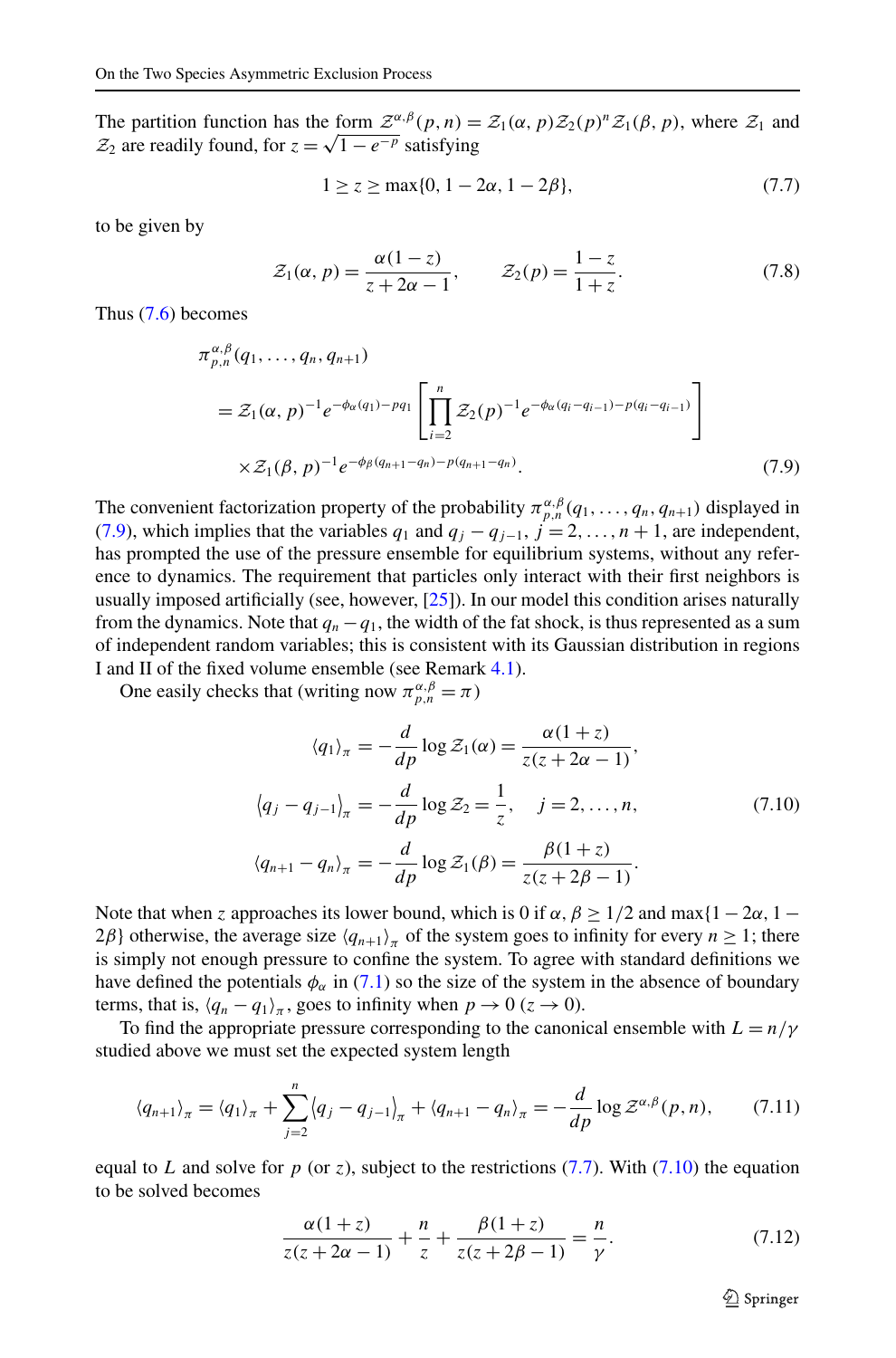The partition function has the form $\mathcal{Z}^{\alpha,\beta}(p,n) = \mathcal{Z}_1(\alpha,p)\mathcal{Z}_2(p)^n\mathcal{Z}_1(\beta,p)$, where $\mathcal{Z}_1$ and $\mathcal{Z}_2$ are readily found, for $z = \sqrt{1-e^{-p}}$ satisfying

$$1 \geq z \geq \max\{0, 1-2\alpha, 1-2\beta\}, \tag{7.7}$$

to be given by

$$\mathcal{Z}_1(\alpha,p) = \frac{\alpha(1-z)}{z+2\alpha-1}, \qquad \mathcal{Z}_2(p) = \frac{1-z}{1+z}. \tag{7.8}$$

Thus (7.6) becomes

$$\begin{aligned}
&\pi^{\alpha,\beta}_{p,n}(q_1,\ldots,q_n,q_{n+1}) \\
&\quad = \mathcal{Z}_1(\alpha,p)^{-1}e^{-\phi_\alpha(q_1)-pq_1}\left[\prod_{i=2}^{n}\mathcal{Z}_2(p)^{-1}e^{-\phi_\alpha(q_i-q_{i-1})-p(q_i-q_{i-1})}\right] \\
&\quad\quad \times \mathcal{Z}_1(\beta,p)^{-1}e^{-\phi_\beta(q_{n+1}-q_n)-p(q_{n+1}-q_n)}.
\end{aligned} \tag{7.9}$$

The convenient factorization property of the probability $\pi^{\alpha,\beta}_{p,n}(q_1,\ldots,q_n,q_{n+1})$ displayed in (7.9), which implies that the variables $q_1$ and $q_j - q_{j-1}$, $j = 2,\ldots,n+1$, are independent, has prompted the use of the pressure ensemble for equilibrium systems, without any reference to dynamics. The requirement that particles only interact with their first neighbors is usually imposed artificially (see, however, [25]). In our model this condition arises naturally from the dynamics. Note that $q_n - q_1$, the width of the fat shock, is thus represented as a sum of independent random variables; this is consistent with its Gaussian distribution in regions I and II of the fixed volume ensemble (see Remark 4.1).

One easily checks that (writing now $\pi^{\alpha,\beta}_{p,n} = \pi$)

$$\begin{aligned}
\langle q_1\rangle_\pi &= -\frac{d}{dp}\log\mathcal{Z}_1(\alpha) = \frac{\alpha(1+z)}{z(z+2\alpha-1)}, \\
\langle q_j - q_{j-1}\rangle_\pi &= -\frac{d}{dp}\log\mathcal{Z}_2 = \frac{1}{z}, \quad j = 2,\ldots,n, \\
\langle q_{n+1} - q_n\rangle_\pi &= -\frac{d}{dp}\log\mathcal{Z}_1(\beta) = \frac{\beta(1+z)}{z(z+2\beta-1)}.
\end{aligned} \tag{7.10}$$

Note that when $z$ approaches its lower bound, which is 0 if $\alpha,\beta \geq 1/2$ and $\max\{1-2\alpha, 1-2\beta\}$ otherwise, the average size $\langle q_{n+1}\rangle_\pi$ of the system goes to infinity for every $n \geq 1$; there is simply not enough pressure to confine the system. To agree with standard definitions we have defined the potentials $\phi_\alpha$ in (7.1) so the size of the system in the absence of boundary terms, that is, $\langle q_n - q_1\rangle_\pi$, goes to infinity when $p \to 0$ ($z \to 0$).

To find the appropriate pressure corresponding to the canonical ensemble with $L = n/\gamma$ studied above we must set the expected system length

$$\langle q_{n+1}\rangle_\pi = \langle q_1\rangle_\pi + \sum_{j=2}^{n}\langle q_j - q_{j-1}\rangle_\pi + \langle q_{n+1} - q_n\rangle_\pi = -\frac{d}{dp}\log\mathcal{Z}^{\alpha,\beta}(p,n), \tag{7.11}$$

equal to $L$ and solve for $p$ (or $z$), subject to the restrictions (7.7). With (7.10) the equation to be solved becomes

$$\frac{\alpha(1+z)}{z(z+2\alpha-1)} + \frac{n}{z} + \frac{\beta(1+z)}{z(z+2\beta-1)} = \frac{n}{\gamma}. \tag{7.12}$$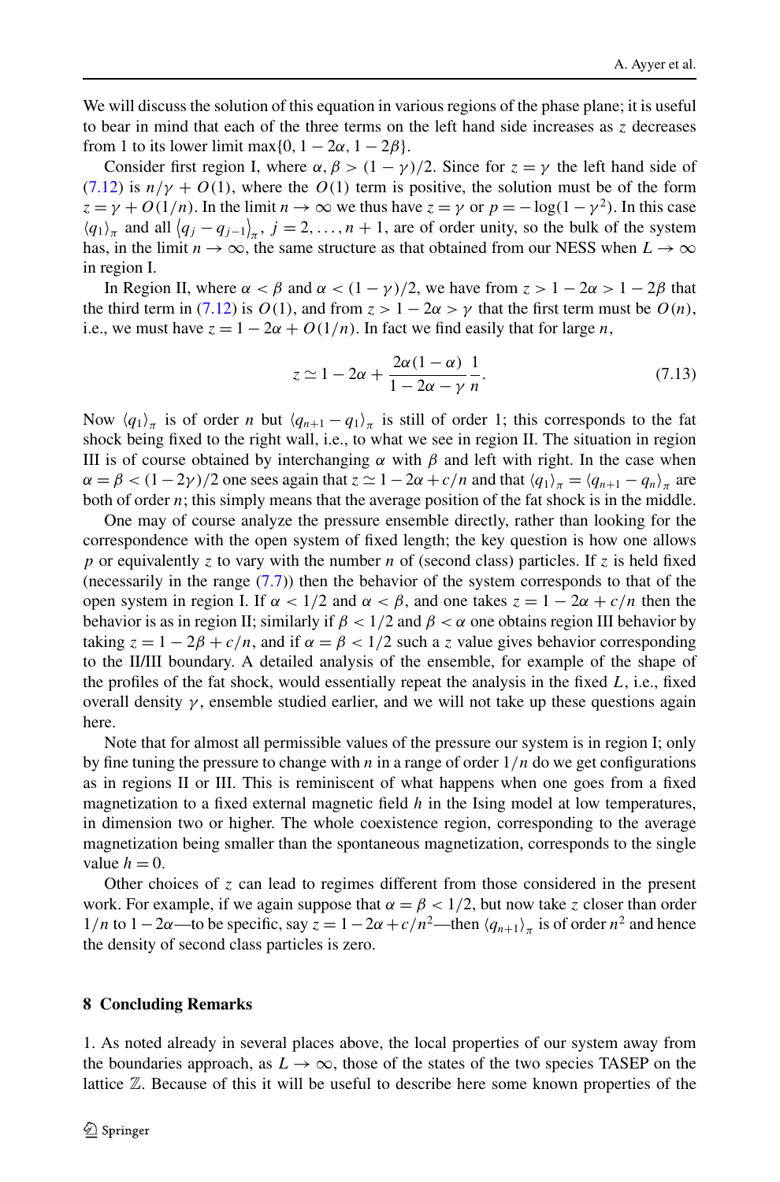We will discuss the solution of this equation in various regions of the phase plane; it is useful to bear in mind that each of the three terms on the left hand side increases as $z$ decreases from 1 to its lower limit $\max\{0, 1-2\alpha, 1-2\beta\}$.

Consider first region I, where $\alpha, \beta > (1-\gamma)/2$. Since for $z = \gamma$ the left hand side of (7.12) is $n/\gamma + O(1)$, where the $O(1)$ term is positive, the solution must be of the form $z = \gamma + O(1/n)$. In the limit $n \to \infty$ we thus have $z = \gamma$ or $p = -\log(1-\gamma^2)$. In this case $\langle q_1 \rangle_\pi$ and all $\langle q_j - q_{j-1} \rangle_\pi$, $j = 2, \ldots, n+1$, are of order unity, so the bulk of the system has, in the limit $n \to \infty$, the same structure as that obtained from our NESS when $L \to \infty$ in region I.

In Region II, where $\alpha < \beta$ and $\alpha < (1-\gamma)/2$, we have from $z > 1-2\alpha > 1-2\beta$ that the third term in (7.12) is $O(1)$, and from $z > 1-2\alpha > \gamma$ that the first term must be $O(n)$, i.e., we must have $z = 1-2\alpha + O(1/n)$. In fact we find easily that for large $n$,

$$z \simeq 1 - 2\alpha + \frac{2\alpha(1-\alpha)}{1-2\alpha-\gamma}\frac{1}{n}. \tag{7.13}$$

Now $\langle q_1 \rangle_\pi$ is of order $n$ but $\langle q_{n+1} - q_1 \rangle_\pi$ is still of order 1; this corresponds to the fat shock being fixed to the right wall, i.e., to what we see in region II. The situation in region III is of course obtained by interchanging $\alpha$ with $\beta$ and left with right. In the case when $\alpha = \beta < (1-2\gamma)/2$ one sees again that $z \simeq 1-2\alpha + c/n$ and that $\langle q_1 \rangle_\pi = \langle q_{n+1} - q_n \rangle_\pi$ are both of order $n$; this simply means that the average position of the fat shock is in the middle.

One may of course analyze the pressure ensemble directly, rather than looking for the correspondence with the open system of fixed length; the key question is how one allows $p$ or equivalently $z$ to vary with the number $n$ of (second class) particles. If $z$ is held fixed (necessarily in the range (7.7)) then the behavior of the system corresponds to that of the open system in region I. If $\alpha < 1/2$ and $\alpha < \beta$, and one takes $z = 1-2\alpha + c/n$ then the behavior is as in region II; similarly if $\beta < 1/2$ and $\beta < \alpha$ one obtains region III behavior by taking $z = 1-2\beta + c/n$, and if $\alpha = \beta < 1/2$ such a $z$ value gives behavior corresponding to the II/III boundary. A detailed analysis of the ensemble, for example of the shape of the profiles of the fat shock, would essentially repeat the analysis in the fixed $L$, i.e., fixed overall density $\gamma$, ensemble studied earlier, and we will not take up these questions again here.

Note that for almost all permissible values of the pressure our system is in region I; only by fine tuning the pressure to change with $n$ in a range of order $1/n$ do we get configurations as in regions II or III. This is reminiscent of what happens when one goes from a fixed magnetization to a fixed external magnetic field $h$ in the Ising model at low temperatures, in dimension two or higher. The whole coexistence region, corresponding to the average magnetization being smaller than the spontaneous magnetization, corresponds to the single value $h = 0$.

Other choices of $z$ can lead to regimes different from those considered in the present work. For example, if we again suppose that $\alpha = \beta < 1/2$, but now take $z$ closer than order $1/n$ to $1-2\alpha$—to be specific, say $z = 1-2\alpha + c/n^2$—then $\langle q_{n+1} \rangle_\pi$ is of order $n^2$ and hence the density of second class particles is zero.

## 8 Concluding Remarks

1. As noted already in several places above, the local properties of our system away from the boundaries approach, as $L \to \infty$, those of the states of the two species TASEP on the lattice $\mathbb{Z}$. Because of this it will be useful to describe here some known properties of the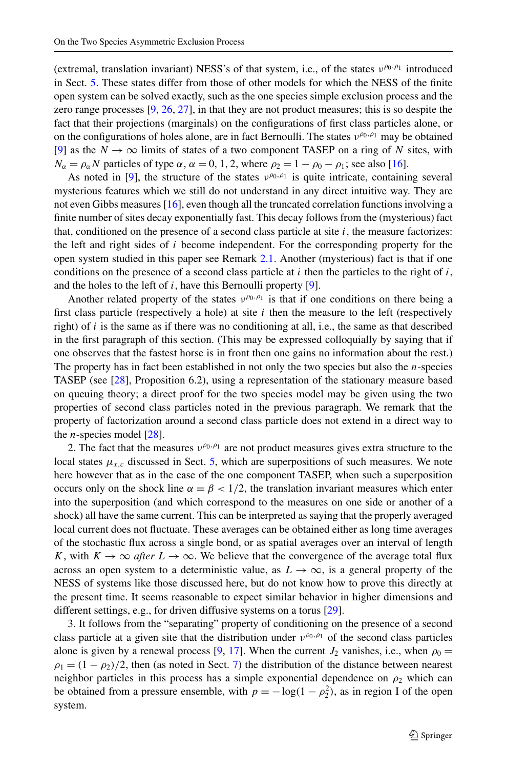(extremal, translation invariant) NESS's of that system, i.e., of the states $\nu^{\rho_0,\rho_1}$ introduced in Sect. 5. These states differ from those of other models for which the NESS of the finite open system can be solved exactly, such as the one species simple exclusion process and the zero range processes [9, 26, 27], in that they are not product measures; this is so despite the fact that their projections (marginals) on the configurations of first class particles alone, or on the configurations of holes alone, are in fact Bernoulli. The states $\nu^{\rho_0,\rho_1}$ may be obtained [9] as the $N \to \infty$ limits of states of a two component TASEP on a ring of $N$ sites, with $N_\alpha = \rho_\alpha N$ particles of type $\alpha$, $\alpha = 0, 1, 2$, where $\rho_2 = 1 - \rho_0 - \rho_1$; see also [16].

As noted in [9], the structure of the states $\nu^{\rho_0,\rho_1}$ is quite intricate, containing several mysterious features which we still do not understand in any direct intuitive way. They are not even Gibbs measures [16], even though all the truncated correlation functions involving a finite number of sites decay exponentially fast. This decay follows from the (mysterious) fact that, conditioned on the presence of a second class particle at site $i$, the measure factorizes: the left and right sides of $i$ become independent. For the corresponding property for the open system studied in this paper see Remark 2.1. Another (mysterious) fact is that if one conditions on the presence of a second class particle at $i$ then the particles to the right of $i$, and the holes to the left of $i$, have this Bernoulli property [9].

Another related property of the states $\nu^{\rho_0,\rho_1}$ is that if one conditions on there being a first class particle (respectively a hole) at site $i$ then the measure to the left (respectively right) of $i$ is the same as if there was no conditioning at all, i.e., the same as that described in the first paragraph of this section. (This may be expressed colloquially by saying that if one observes that the fastest horse is in front then one gains no information about the rest.) The property has in fact been established in not only the two species but also the $n$-species TASEP (see [28], Proposition 6.2), using a representation of the stationary measure based on queuing theory; a direct proof for the two species model may be given using the two properties of second class particles noted in the previous paragraph. We remark that the property of factorization around a second class particle does not extend in a direct way to the $n$-species model [28].

2. The fact that the measures $\nu^{\rho_0,\rho_1}$ are not product measures gives extra structure to the local states $\mu_{x,c}$ discussed in Sect. 5, which are superpositions of such measures. We note here however that as in the case of the one component TASEP, when such a superposition occurs only on the shock line $\alpha = \beta < 1/2$, the translation invariant measures which enter into the superposition (and which correspond to the measures on one side or another of a shock) all have the same current. This can be interpreted as saying that the properly averaged local current does not fluctuate. These averages can be obtained either as long time averages of the stochastic flux across a single bond, or as spatial averages over an interval of length $K$, with $K \to \infty$ *after* $L \to \infty$. We believe that the convergence of the average total flux across an open system to a deterministic value, as $L \to \infty$, is a general property of the NESS of systems like those discussed here, but do not know how to prove this directly at the present time. It seems reasonable to expect similar behavior in higher dimensions and different settings, e.g., for driven diffusive systems on a torus [29].

3. It follows from the "separating" property of conditioning on the presence of a second class particle at a given site that the distribution under $\nu^{\rho_0,\rho_1}$ of the second class particles alone is given by a renewal process [9, 17]. When the current $J_2$ vanishes, i.e., when $\rho_0 = \rho_1 = (1 - \rho_2)/2$, then (as noted in Sect. 7) the distribution of the distance between nearest neighbor particles in this process has a simple exponential dependence on $\rho_2$ which can be obtained from a pressure ensemble, with $p = -\log(1 - \rho_2^2)$, as in region I of the open system.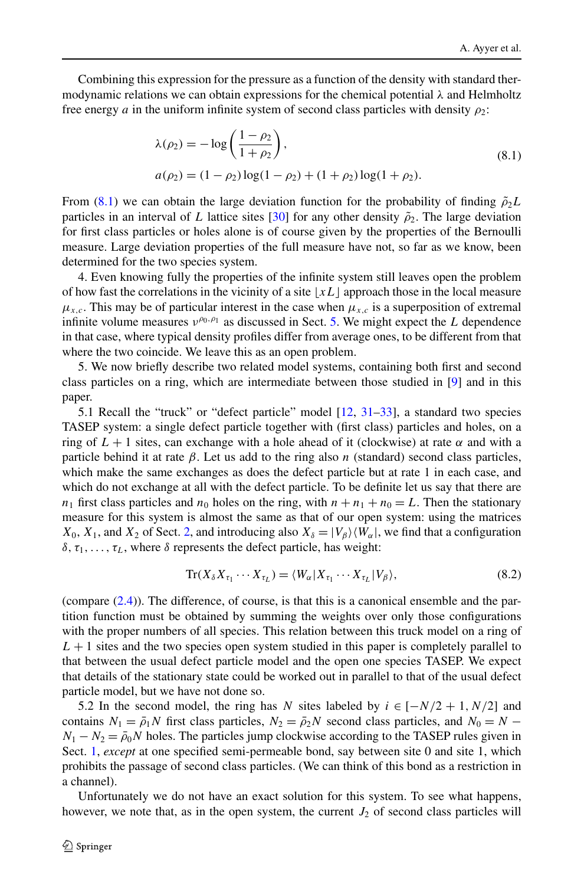Combining this expression for the pressure as a function of the density with standard thermodynamic relations we can obtain expressions for the chemical potential $\lambda$ and Helmholtz free energy $a$ in the uniform infinite system of second class particles with density $\rho_2$:

$$
\begin{aligned}
&\lambda(\rho_2) = -\log\left(\frac{1-\rho_2}{1+\rho_2}\right), \\
&a(\rho_2) = (1-\rho_2)\log(1-\rho_2) + (1+\rho_2)\log(1+\rho_2).
\end{aligned}
\tag{8.1}
$$

From (8.1) we can obtain the large deviation function for the probability of finding $\tilde{\rho}_2 L$ particles in an interval of $L$ lattice sites [30] for any other density $\tilde{\rho}_2$. The large deviation for first class particles or holes alone is of course given by the properties of the Bernoulli measure. Large deviation properties of the full measure have not, so far as we know, been determined for the two species system.

4. Even knowing fully the properties of the infinite system still leaves open the problem of how fast the correlations in the vicinity of a site $\lfloor xL \rfloor$ approach those in the local measure $\mu_{x,c}$. This may be of particular interest in the case when $\mu_{x,c}$ is a superposition of extremal infinite volume measures $\nu^{\rho_0,\rho_1}$ as discussed in Sect. 5. We might expect the $L$ dependence in that case, where typical density profiles differ from average ones, to be different from that where the two coincide. We leave this as an open problem.

5. We now briefly describe two related model systems, containing both first and second class particles on a ring, which are intermediate between those studied in [9] and in this paper.

5.1 Recall the "truck" or "defect particle" model [12, 31–33], a standard two species TASEP system: a single defect particle together with (first class) particles and holes, on a ring of $L+1$ sites, can exchange with a hole ahead of it (clockwise) at rate $\alpha$ and with a particle behind it at rate $\beta$. Let us add to the ring also $n$ (standard) second class particles, which make the same exchanges as does the defect particle but at rate 1 in each case, and which do not exchange at all with the defect particle. To be definite let us say that there are $n_1$ first class particles and $n_0$ holes on the ring, with $n + n_1 + n_0 = L$. Then the stationary measure for this system is almost the same as that of our open system: using the matrices $X_0$, $X_1$, and $X_2$ of Sect. 2, and introducing also $X_\delta = |V_\beta\rangle\langle W_\alpha|$, we find that a configuration $\delta, \tau_1, \ldots, \tau_L$, where $\delta$ represents the defect particle, has weight:

$$
\mathrm{Tr}(X_\delta X_{\tau_1} \cdots X_{\tau_L}) = \langle W_\alpha | X_{\tau_1} \cdots X_{\tau_L} | V_\beta \rangle,
\tag{8.2}
$$

(compare (2.4)). The difference, of course, is that this is a canonical ensemble and the partition function must be obtained by summing the weights over only those configurations with the proper numbers of all species. This relation between this truck model on a ring of $L+1$ sites and the two species open system studied in this paper is completely parallel to that between the usual defect particle model and the open one species TASEP. We expect that details of the stationary state could be worked out in parallel to that of the usual defect particle model, but we have not done so.

5.2 In the second model, the ring has $N$ sites labeled by $i \in [-N/2+1, N/2]$ and contains $N_1 = \bar{\rho}_1 N$ first class particles, $N_2 = \bar{\rho}_2 N$ second class particles, and $N_0 = N - N_1 - N_2 = \bar{\rho}_0 N$ holes. The particles jump clockwise according to the TASEP rules given in Sect. 1, *except* at one specified semi-permeable bond, say between site 0 and site 1, which prohibits the passage of second class particles. (We can think of this bond as a restriction in a channel).

Unfortunately we do not have an exact solution for this system. To see what happens, however, we note that, as in the open system, the current $J_2$ of second class particles will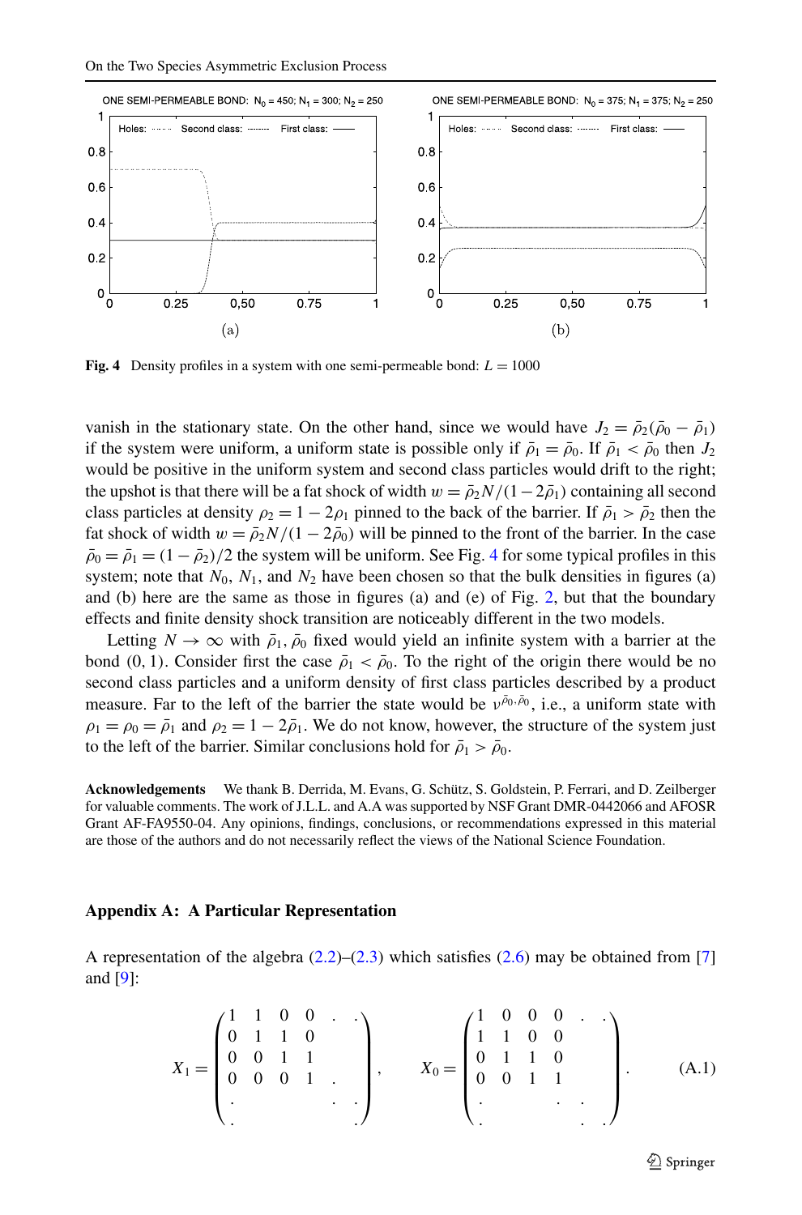ONE SEMI-PERMEABLE BOND: $N_0 = 450$; $N_1 = 300$; $N_2 = 250$ (a)

ONE SEMI-PERMEABLE BOND: $N_0 = 375$; $N_1 = 375$; $N_2 = 250$ (b)

**Fig. 4** Density profiles in a system with one semi-permeable bond: $L = 1000$

vanish in the stationary state. On the other hand, since we would have $J_2 = \bar{\rho}_2(\bar{\rho}_0 - \bar{\rho}_1)$ if the system were uniform, a uniform state is possible only if $\bar{\rho}_1 = \bar{\rho}_0$. If $\bar{\rho}_1 < \bar{\rho}_0$ then $J_2$ would be positive in the uniform system and second class particles would drift to the right; the upshot is that there will be a fat shock of width $w = \bar{\rho}_2 N/(1 - 2\bar{\rho}_1)$ containing all second class particles at density $\rho_2 = 1 - 2\rho_1$ pinned to the back of the barrier. If $\bar{\rho}_1 > \bar{\rho}_2$ then the fat shock of width $w = \bar{\rho}_2 N/(1 - 2\bar{\rho}_0)$ will be pinned to the front of the barrier. In the case $\bar{\rho}_0 = \bar{\rho}_1 = (1 - \bar{\rho}_2)/2$ the system will be uniform. See Fig. 4 for some typical profiles in this system; note that $N_0$, $N_1$, and $N_2$ have been chosen so that the bulk densities in figures (a) and (b) here are the same as those in figures (a) and (e) of Fig. 2, but that the boundary effects and finite density shock transition are noticeably different in the two models.

Letting $N \to \infty$ with $\bar{\rho}_1, \bar{\rho}_0$ fixed would yield an infinite system with a barrier at the bond $(0, 1)$. Consider first the case $\bar{\rho}_1 < \bar{\rho}_0$. To the right of the origin there would be no second class particles and a uniform density of first class particles described by a product measure. Far to the left of the barrier the state would be $\nu^{\bar{\rho}_0, \bar{\rho}_0}$, i.e., a uniform state with $\rho_1 = \rho_0 = \bar{\rho}_1$ and $\rho_2 = 1 - 2\bar{\rho}_1$. We do not know, however, the structure of the system just to the left of the barrier. Similar conclusions hold for $\bar{\rho}_1 > \bar{\rho}_0$.

**Acknowledgements** We thank B. Derrida, M. Evans, G. Schütz, S. Goldstein, P. Ferrari, and D. Zeilberger for valuable comments. The work of J.L.L. and A.A was supported by NSF Grant DMR-0442066 and AFOSR Grant AF-FA9550-04. Any opinions, findings, conclusions, or recommendations expressed in this material are those of the authors and do not necessarily reflect the views of the National Science Foundation.

## Appendix A: A Particular Representation

A representation of the algebra (2.2)–(2.3) which satisfies (2.6) may be obtained from [7] and [9]:

$$X_1 = \begin{pmatrix} 1 & 1 & 0 & 0 & . & . \\ 0 & 1 & 1 & 0 & & \\ 0 & 0 & 1 & 1 & & \\ 0 & 0 & 0 & 1 & . & \\ . & & & & . & . \\ . & & & & & . \end{pmatrix}, \qquad X_0 = \begin{pmatrix} 1 & 0 & 0 & 0 & . & . \\ 1 & 1 & 0 & 0 & & \\ 0 & 1 & 1 & 0 & & \\ 0 & 0 & 1 & 1 & & \\ . & & & . & . & \\ . & & & & . & . \end{pmatrix}. \tag{A.1}$$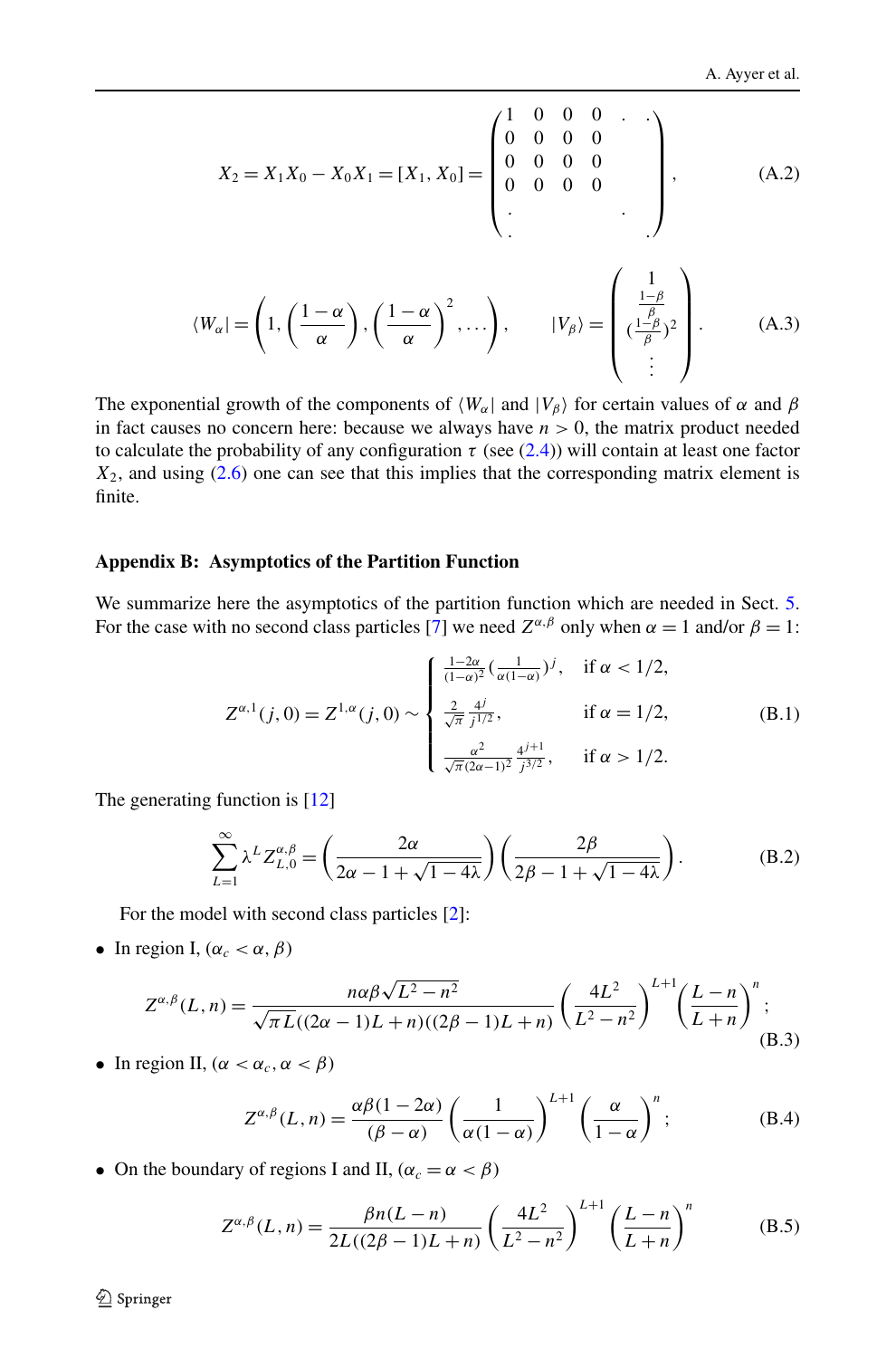$$X_2 = X_1 X_0 - X_0 X_1 = [X_1, X_0] = \begin{pmatrix} 1 & 0 & 0 & 0 & . & . \\ 0 & 0 & 0 & 0 & & \\ 0 & 0 & 0 & 0 & & \\ 0 & 0 & 0 & 0 & & \\ . & & & & . & \\ . & & & & & . \end{pmatrix}, \tag{A.2}$$

$$\langle W_\alpha| = \left(1, \left(\frac{1-\alpha}{\alpha}\right), \left(\frac{1-\alpha}{\alpha}\right)^2, \dots\right), \qquad |V_\beta\rangle = \begin{pmatrix} 1 \\ \frac{1-\beta}{\beta} \\ (\frac{1-\beta}{\beta})^2 \\ \vdots \end{pmatrix}. \tag{A.3}$$

The exponential growth of the components of $\langle W_\alpha|$ and $|V_\beta\rangle$ for certain values of $\alpha$ and $\beta$ in fact causes no concern here: because we always have $n > 0$, the matrix product needed to calculate the probability of any configuration $\tau$ (see (2.4)) will contain at least one factor $X_2$, and using (2.6) one can see that this implies that the corresponding matrix element is finite.

## Appendix B: Asymptotics of the Partition Function

We summarize here the asymptotics of the partition function which are needed in Sect. 5. For the case with no second class particles [7] we need $Z^{\alpha,\beta}$ only when $\alpha = 1$ and/or $\beta = 1$:

$$Z^{\alpha,1}(j,0) = Z^{1,\alpha}(j,0) \sim \begin{cases} \frac{1-2\alpha}{(1-\alpha)^2}\left(\frac{1}{\alpha(1-\alpha)}\right)^j, & \text{if } \alpha < 1/2, \\ \frac{2}{\sqrt{\pi}} \frac{4^j}{j^{1/2}}, & \text{if } \alpha = 1/2, \\ \frac{\alpha^2}{\sqrt{\pi}(2\alpha-1)^2} \frac{4^{j+1}}{j^{3/2}}, & \text{if } \alpha > 1/2. \end{cases} \tag{B.1}$$

The generating function is [12]

$$\sum_{L=1}^{\infty} \lambda^L Z^{\alpha,\beta}_{L,0} = \left(\frac{2\alpha}{2\alpha - 1 + \sqrt{1-4\lambda}}\right)\left(\frac{2\beta}{2\beta - 1 + \sqrt{1-4\lambda}}\right). \tag{B.2}$$

For the model with second class particles [2]:

- In region I, ($\alpha_c < \alpha, \beta$)

$$Z^{\alpha,\beta}(L,n) = \frac{n\alpha\beta\sqrt{L^2-n^2}}{\sqrt{\pi}L((2\alpha-1)L+n)((2\beta-1)L+n)} \left(\frac{4L^2}{L^2-n^2}\right)^{L+1} \left(\frac{L-n}{L+n}\right)^n; \tag{B.3}$$

- In region II, ($\alpha < \alpha_c, \alpha < \beta$)

$$Z^{\alpha,\beta}(L,n) = \frac{\alpha\beta(1-2\alpha)}{(\beta-\alpha)} \left(\frac{1}{\alpha(1-\alpha)}\right)^{L+1} \left(\frac{\alpha}{1-\alpha}\right)^n; \tag{B.4}$$

- On the boundary of regions I and II, ($\alpha_c = \alpha < \beta$)

$$Z^{\alpha,\beta}(L,n) = \frac{\beta n(L-n)}{2L((2\beta-1)L+n)} \left(\frac{4L^2}{L^2-n^2}\right)^{L+1} \left(\frac{L-n}{L+n}\right)^n \tag{B.5}$$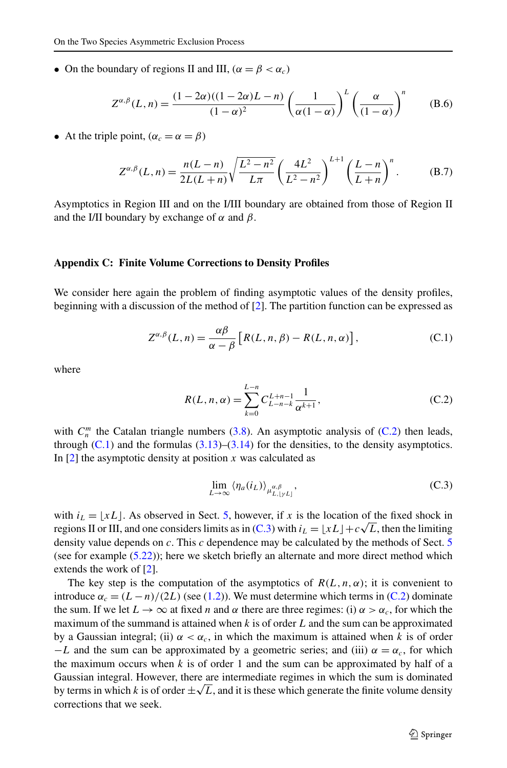- On the boundary of regions II and III, ($\alpha = \beta < \alpha_c$)

$$Z^{\alpha,\beta}(L,n) = \frac{(1-2\alpha)((1-2\alpha)L - n)}{(1-\alpha)^2}\left(\frac{1}{\alpha(1-\alpha)}\right)^L\left(\frac{\alpha}{(1-\alpha)}\right)^n \tag{B.6}$$

- At the triple point, ($\alpha_c = \alpha = \beta$)

$$Z^{\alpha,\beta}(L,n) = \frac{n(L-n)}{2L(L+n)}\sqrt{\frac{L^2-n^2}{L\pi}}\left(\frac{4L^2}{L^2-n^2}\right)^{L+1}\left(\frac{L-n}{L+n}\right)^n. \tag{B.7}$$

Asymptotics in Region III and on the I/III boundary are obtained from those of Region II and the I/II boundary by exchange of $\alpha$ and $\beta$.

## Appendix C: Finite Volume Corrections to Density Profiles

We consider here again the problem of finding asymptotic values of the density profiles, beginning with a discussion of the method of [2]. The partition function can be expressed as

$$Z^{\alpha,\beta}(L,n) = \frac{\alpha\beta}{\alpha-\beta}\left[R(L,n,\beta) - R(L,n,\alpha)\right], \tag{C.1}$$

where

$$R(L,n,\alpha) = \sum_{k=0}^{L-n} C_{L-n-k}^{L+n-1}\frac{1}{\alpha^{k+1}}, \tag{C.2}$$

with $C_n^m$ the Catalan triangle numbers (3.8). An asymptotic analysis of (C.2) then leads, through (C.1) and the formulas (3.13)–(3.14) for the densities, to the density asymptotics. In [2] the asymptotic density at position $x$ was calculated as

$$\lim_{L\to\infty}\langle\eta_a(i_L)\rangle_{\mu^{\alpha,\beta}_{L,\lfloor\gamma L\rfloor}}, \tag{C.3}$$

with $i_L = \lfloor xL \rfloor$. As observed in Sect. 5, however, if $x$ is the location of the fixed shock in regions II or III, and one considers limits as in (C.3) with $i_L = \lfloor xL \rfloor + c\sqrt{L}$, then the limiting density value depends on $c$. This $c$ dependence may be calculated by the methods of Sect. 5 (see for example (5.22)); here we sketch briefly an alternate and more direct method which extends the work of [2].

The key step is the computation of the asymptotics of $R(L,n,\alpha)$; it is convenient to introduce $\alpha_c = (L-n)/(2L)$ (see (1.2)). We must determine which terms in (C.2) dominate the sum. If we let $L \to \infty$ at fixed $n$ and $\alpha$ there are three regimes: (i) $\alpha > \alpha_c$, for which the maximum of the summand is attained when $k$ is of order $L$ and the sum can be approximated by a Gaussian integral; (ii) $\alpha < \alpha_c$, in which the maximum is attained when $k$ is of order $-L$ and the sum can be approximated by a geometric series; and (iii) $\alpha = \alpha_c$, for which the maximum occurs when $k$ is of order 1 and the sum can be approximated by half of a Gaussian integral. However, there are intermediate regimes in which the sum is dominated by terms in which $k$ is of order $\pm\sqrt{L}$, and it is these which generate the finite volume density corrections that we seek.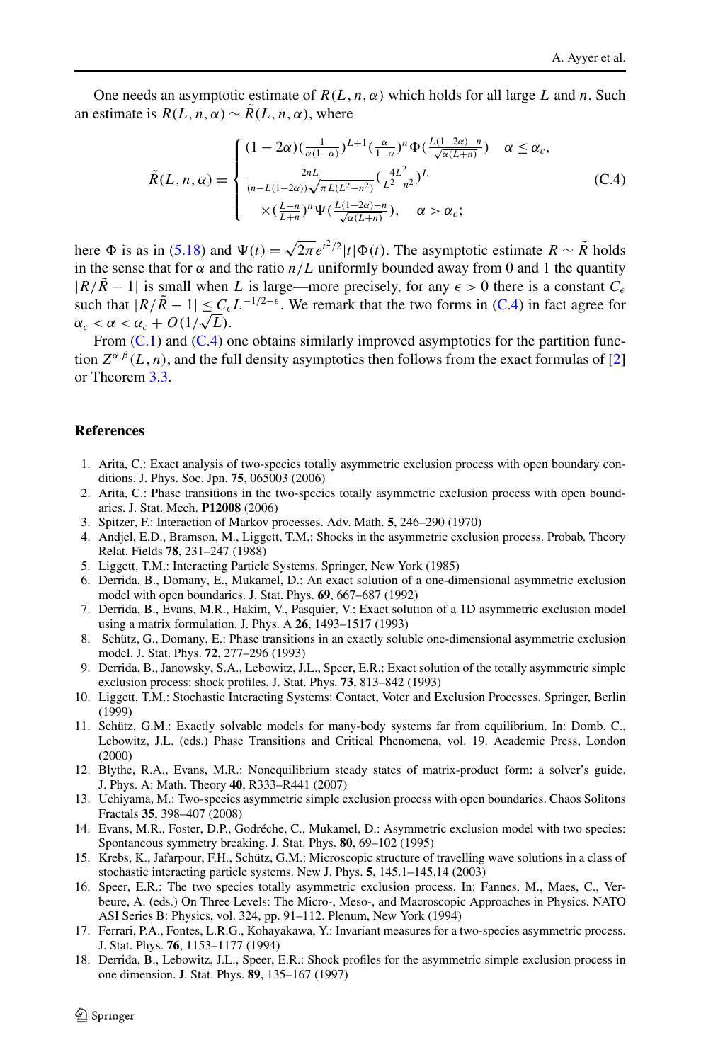One needs an asymptotic estimate of $R(L,n,\alpha)$ which holds for all large $L$ and $n$. Such an estimate is $R(L,n,\alpha) \sim \tilde{R}(L,n,\alpha)$, where

$$\tilde{R}(L,n,\alpha) = \begin{cases} (1-2\alpha)\left(\frac{1}{\alpha(1-\alpha)}\right)^{L+1}\left(\frac{\alpha}{1-\alpha}\right)^n \Phi\left(\frac{L(1-2\alpha)-n}{\sqrt{\alpha(L+n)}}\right) & \alpha \le \alpha_c, \\ \frac{2nL}{(n-L(1-2\alpha))\sqrt{\pi L(L^2-n^2)}}\left(\frac{4L^2}{L^2-n^2}\right)^L & \\ \quad \times \left(\frac{L-n}{L+n}\right)^n \Psi\left(\frac{L(1-2\alpha)-n}{\sqrt{\alpha(L+n)}}\right), & \alpha > \alpha_c; \end{cases} \tag{C.4}$$

here $\Phi$ is as in (5.18) and $\Psi(t) = \sqrt{2\pi}e^{t^2/2}|t|\Phi(t)$. The asymptotic estimate $R \sim \tilde{R}$ holds in the sense that for $\alpha$ and the ratio $n/L$ uniformly bounded away from 0 and 1 the quantity $|R/\tilde{R} - 1|$ is small when $L$ is large—more precisely, for any $\epsilon > 0$ there is a constant $C_\epsilon$ such that $|R/\tilde{R} - 1| \le C_\epsilon L^{-1/2-\epsilon}$. We remark that the two forms in (C.4) in fact agree for $\alpha_c < \alpha < \alpha_c + O(1/\sqrt{L})$.

From (C.1) and (C.4) one obtains similarly improved asymptotics for the partition function $Z^{\alpha,\beta}(L,n)$, and the full density asymptotics then follows from the exact formulas of [2] or Theorem 3.3.

## References

1. Arita, C.: Exact analysis of two-species totally asymmetric exclusion process with open boundary conditions. J. Phys. Soc. Jpn. **75**, 065003 (2006)
2. Arita, C.: Phase transitions in the two-species totally asymmetric exclusion process with open boundaries. J. Stat. Mech. **P12008** (2006)
3. Spitzer, F.: Interaction of Markov processes. Adv. Math. **5**, 246–290 (1970)
4. Andjel, E.D., Bramson, M., Liggett, T.M.: Shocks in the asymmetric exclusion process. Probab. Theory Relat. Fields **78**, 231–247 (1988)
5. Liggett, T.M.: Interacting Particle Systems. Springer, New York (1985)
6. Derrida, B., Domany, E., Mukamel, D.: An exact solution of a one-dimensional asymmetric exclusion model with open boundaries. J. Stat. Phys. **69**, 667–687 (1992)
7. Derrida, B., Evans, M.R., Hakim, V., Pasquier, V.: Exact solution of a 1D asymmetric exclusion model using a matrix formulation. J. Phys. A **26**, 1493–1517 (1993)
8. Schütz, G., Domany, E.: Phase transitions in an exactly soluble one-dimensional asymmetric exclusion model. J. Stat. Phys. **72**, 277–296 (1993)
9. Derrida, B., Janowsky, S.A., Lebowitz, J.L., Speer, E.R.: Exact solution of the totally asymmetric simple exclusion process: shock profiles. J. Stat. Phys. **73**, 813–842 (1993)
10. Liggett, T.M.: Stochastic Interacting Systems: Contact, Voter and Exclusion Processes. Springer, Berlin (1999)
11. Schütz, G.M.: Exactly solvable models for many-body systems far from equilibrium. In: Domb, C., Lebowitz, J.L. (eds.) Phase Transitions and Critical Phenomena, vol. 19. Academic Press, London (2000)
12. Blythe, R.A., Evans, M.R.: Nonequilibrium steady states of matrix-product form: a solver's guide. J. Phys. A: Math. Theory **40**, R333–R441 (2007)
13. Uchiyama, M.: Two-species asymmetric simple exclusion process with open boundaries. Chaos Solitons Fractals **35**, 398–407 (2008)
14. Evans, M.R., Foster, D.P., Godréche, C., Mukamel, D.: Asymmetric exclusion model with two species: Spontaneous symmetry breaking. J. Stat. Phys. **80**, 69–102 (1995)
15. Krebs, K., Jafarpour, F.H., Schütz, G.M.: Microscopic structure of travelling wave solutions in a class of stochastic interacting particle systems. New J. Phys. **5**, 145.1–145.14 (2003)
16. Speer, E.R.: The two species totally asymmetric exclusion process. In: Fannes, M., Maes, C., Verbeure, A. (eds.) On Three Levels: The Micro-, Meso-, and Macroscopic Approaches in Physics. NATO ASI Series B: Physics, vol. 324, pp. 91–112. Plenum, New York (1994)
17. Ferrari, P.A., Fontes, L.R.G., Kohayakawa, Y.: Invariant measures for a two-species asymmetric process. J. Stat. Phys. **76**, 1153–1177 (1994)
18. Derrida, B., Lebowitz, J.L., Speer, E.R.: Shock profiles for the asymmetric simple exclusion process in one dimension. J. Stat. Phys. **89**, 135–167 (1997)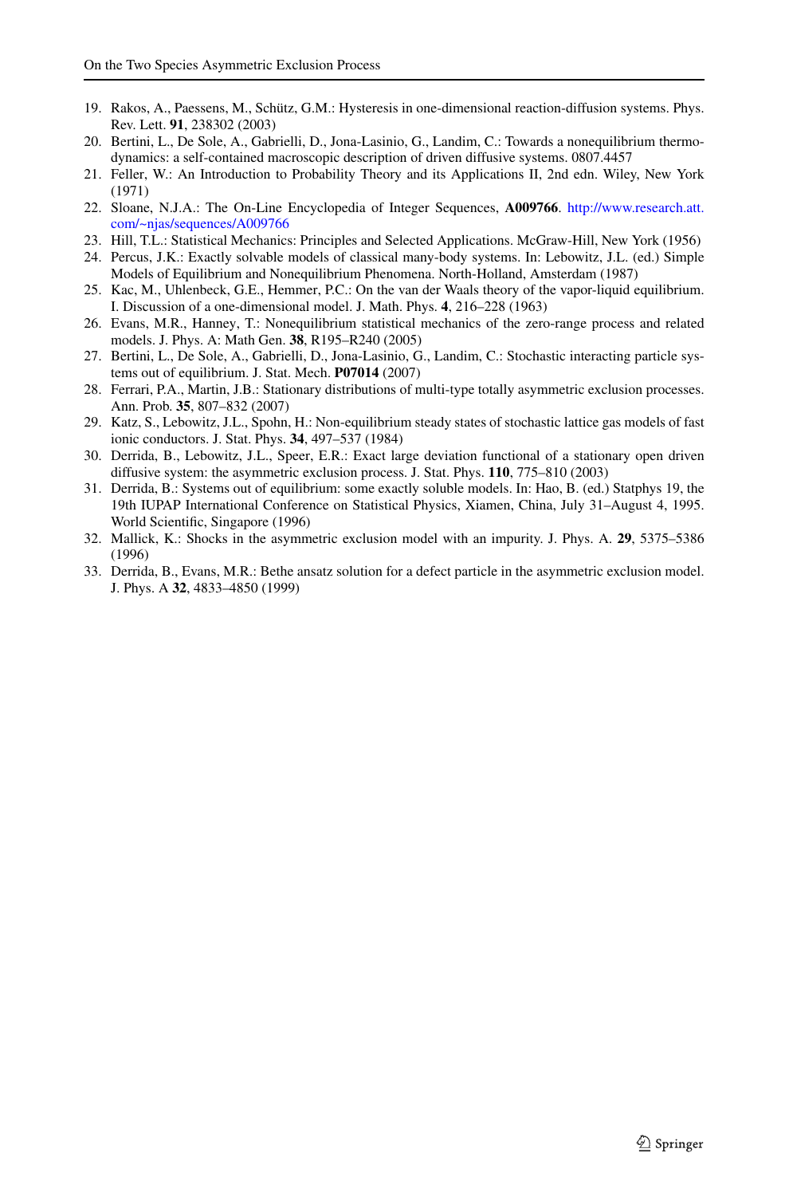19. Rakos, A., Paessens, M., Schütz, G.M.: Hysteresis in one-dimensional reaction-diffusion systems. Phys. Rev. Lett. **91**, 238302 (2003)
20. Bertini, L., De Sole, A., Gabrielli, D., Jona-Lasinio, G., Landim, C.: Towards a nonequilibrium thermodynamics: a self-contained macroscopic description of driven diffusive systems. 0807.4457
21. Feller, W.: An Introduction to Probability Theory and its Applications II, 2nd edn. Wiley, New York (1971)
22. Sloane, N.J.A.: The On-Line Encyclopedia of Integer Sequences, **A009766**. http://www.research.att.com/~njas/sequences/A009766
23. Hill, T.L.: Statistical Mechanics: Principles and Selected Applications. McGraw-Hill, New York (1956)
24. Percus, J.K.: Exactly solvable models of classical many-body systems. In: Lebowitz, J.L. (ed.) Simple Models of Equilibrium and Nonequilibrium Phenomena. North-Holland, Amsterdam (1987)
25. Kac, M., Uhlenbeck, G.E., Hemmer, P.C.: On the van der Waals theory of the vapor-liquid equilibrium. I. Discussion of a one-dimensional model. J. Math. Phys. **4**, 216–228 (1963)
26. Evans, M.R., Hanney, T.: Nonequilibrium statistical mechanics of the zero-range process and related models. J. Phys. A: Math Gen. **38**, R195–R240 (2005)
27. Bertini, L., De Sole, A., Gabrielli, D., Jona-Lasinio, G., Landim, C.: Stochastic interacting particle systems out of equilibrium. J. Stat. Mech. **P07014** (2007)
28. Ferrari, P.A., Martin, J.B.: Stationary distributions of multi-type totally asymmetric exclusion processes. Ann. Prob. **35**, 807–832 (2007)
29. Katz, S., Lebowitz, J.L., Spohn, H.: Non-equilibrium steady states of stochastic lattice gas models of fast ionic conductors. J. Stat. Phys. **34**, 497–537 (1984)
30. Derrida, B., Lebowitz, J.L., Speer, E.R.: Exact large deviation functional of a stationary open driven diffusive system: the asymmetric exclusion process. J. Stat. Phys. **110**, 775–810 (2003)
31. Derrida, B.: Systems out of equilibrium: some exactly soluble models. In: Hao, B. (ed.) Statphys 19, the 19th IUPAP International Conference on Statistical Physics, Xiamen, China, July 31–August 4, 1995. World Scientific, Singapore (1996)
32. Mallick, K.: Shocks in the asymmetric exclusion model with an impurity. J. Phys. A. **29**, 5375–5386 (1996)
33. Derrida, B., Evans, M.R.: Bethe ansatz solution for a defect particle in the asymmetric exclusion model. J. Phys. A **32**, 4833–4850 (1999)